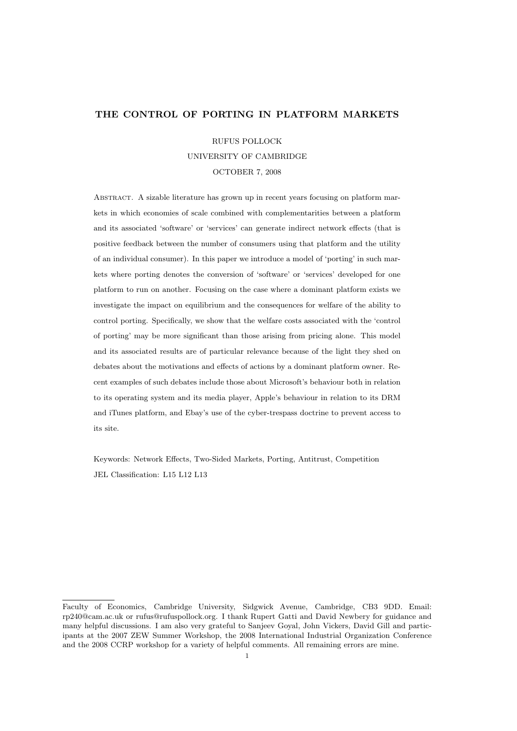# THE CONTROL OF PORTING IN PLATFORM MARKETS

RUFUS POLLOCK

UNIVERSITY OF CAMBRIDGE

OCTOBER 7, 2008

Abstract. A sizable literature has grown up in recent years focusing on platform markets in which economies of scale combined with complementarities between a platform and its associated 'software' or 'services' can generate indirect network effects (that is positive feedback between the number of consumers using that platform and the utility of an individual consumer). In this paper we introduce a model of 'porting' in such markets where porting denotes the conversion of 'software' or 'services' developed for one platform to run on another. Focusing on the case where a dominant platform exists we investigate the impact on equilibrium and the consequences for welfare of the ability to control porting. Specifically, we show that the welfare costs associated with the 'control of porting' may be more significant than those arising from pricing alone. This model and its associated results are of particular relevance because of the light they shed on debates about the motivations and effects of actions by a dominant platform owner. Recent examples of such debates include those about Microsoft's behaviour both in relation to its operating system and its media player, Apple's behaviour in relation to its DRM and iTunes platform, and Ebay's use of the cyber-trespass doctrine to prevent access to its site.

Keywords: Network Effects, Two-Sided Markets, Porting, Antitrust, Competition
JEL Classification: L15 L12 L13

---

Faculty of Economics, Cambridge University, Sidgwick Avenue, Cambridge, CB3 9DD. Email: rp240@cam.ac.uk or rufus@rufuspollock.org. I thank Rupert Gatti and David Newbery for guidance and many helpful discussions. I am also very grateful to Sanjeev Goyal, John Vickers, David Gill and participants at the 2007 ZEW Summer Workshop, the 2008 International Industrial Organization Conference and the 2008 CCRP workshop for a variety of helpful comments. All remaining errors are mine.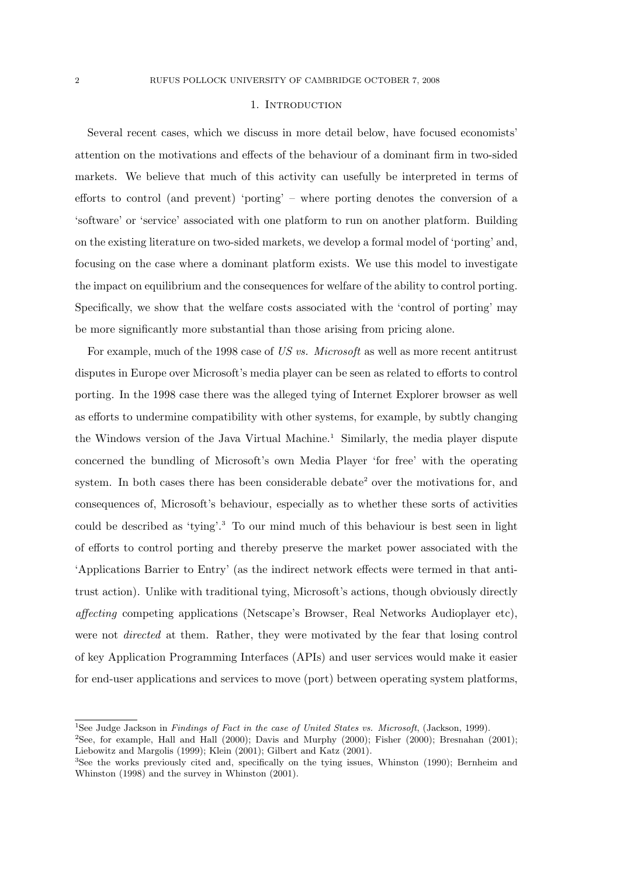# 1. Introduction

Several recent cases, which we discuss in more detail below, have focused economists' attention on the motivations and effects of the behaviour of a dominant firm in two-sided markets. We believe that much of this activity can usefully be interpreted in terms of efforts to control (and prevent) 'porting' – where porting denotes the conversion of a 'software' or 'service' associated with one platform to run on another platform. Building on the existing literature on two-sided markets, we develop a formal model of 'porting' and, focusing on the case where a dominant platform exists. We use this model to investigate the impact on equilibrium and the consequences for welfare of the ability to control porting. Specifically, we show that the welfare costs associated with the 'control of porting' may be more significantly more substantial than those arising from pricing alone.

For example, much of the 1998 case of *US vs. Microsoft* as well as more recent antitrust disputes in Europe over Microsoft's media player can be seen as related to efforts to control porting. In the 1998 case there was the alleged tying of Internet Explorer browser as well as efforts to undermine compatibility with other systems, for example, by subtly changing the Windows version of the Java Virtual Machine.[1] Similarly, the media player dispute concerned the bundling of Microsoft's own Media Player 'for free' with the operating system. In both cases there has been considerable debate[2] over the motivations for, and consequences of, Microsoft's behaviour, especially as to whether these sorts of activities could be described as 'tying'.[3] To our mind much of this behaviour is best seen in light of efforts to control porting and thereby preserve the market power associated with the 'Applications Barrier to Entry' (as the indirect network effects were termed in that anti-trust action). Unlike with traditional tying, Microsoft's actions, though obviously directly *affecting* competing applications (Netscape's Browser, Real Networks Audioplayer etc), were not *directed* at them. Rather, they were motivated by the fear that losing control of key Application Programming Interfaces (APIs) and user services would make it easier for end-user applications and services to move (port) between operating system platforms,

---

[1] See Judge Jackson in *Findings of Fact in the case of United States vs. Microsoft*, (Jackson, 1999).

[2] See, for example, Hall and Hall (2000); Davis and Murphy (2000); Fisher (2000); Bresnahan (2001); Liebowitz and Margolis (1999); Klein (2001); Gilbert and Katz (2001).

[3] See the works previously cited and, specifically on the tying issues, Whinston (1990); Bernheim and Whinston (1998) and the survey in Whinston (2001).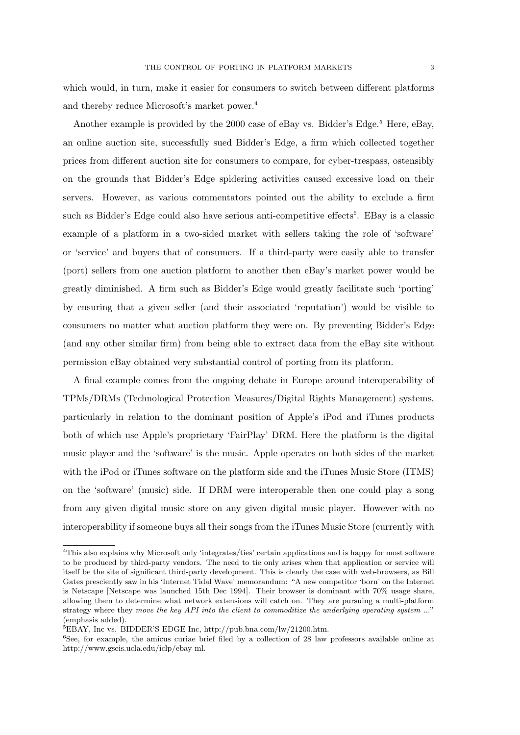which would, in turn, make it easier for consumers to switch between different platforms and thereby reduce Microsoft's market power.[4]

Another example is provided by the 2000 case of eBay vs. Bidder's Edge.[5] Here, eBay, an online auction site, successfully sued Bidder's Edge, a firm which collected together prices from different auction site for consumers to compare, for cyber-trespass, ostensibly on the grounds that Bidder's Edge spidering activities caused excessive load on their servers. However, as various commentators pointed out the ability to exclude a firm such as Bidder's Edge could also have serious anti-competitive effects[6]. EBay is a classic example of a platform in a two-sided market with sellers taking the role of 'software' or 'service' and buyers that of consumers. If a third-party were easily able to transfer (port) sellers from one auction platform to another then eBay's market power would be greatly diminished. A firm such as Bidder's Edge would greatly facilitate such 'porting' by ensuring that a given seller (and their associated 'reputation') would be visible to consumers no matter what auction platform they were on. By preventing Bidder's Edge (and any other similar firm) from being able to extract data from the eBay site without permission eBay obtained very substantial control of porting from its platform.

A final example comes from the ongoing debate in Europe around interoperability of TPMs/DRMs (Technological Protection Measures/Digital Rights Management) systems, particularly in relation to the dominant position of Apple's iPod and iTunes products both of which use Apple's proprietary 'FairPlay' DRM. Here the platform is the digital music player and the 'software' is the music. Apple operates on both sides of the market with the iPod or iTunes software on the platform side and the iTunes Music Store (ITMS) on the 'software' (music) side. If DRM were interoperable then one could play a song from any given digital music store on any given digital music player. However with no interoperability if someone buys all their songs from the iTunes Music Store (currently with

---

[4]This also explains why Microsoft only 'integrates/ties' certain applications and is happy for most software to be produced by third-party vendors. The need to tie only arises when that application or service will itself be the site of significant third-party development. This is clearly the case with web-browsers, as Bill Gates presciently saw in his 'Internet Tidal Wave' memorandum: "A new competitor 'born' on the Internet is Netscape [Netscape was launched 15th Dec 1994]. Their browser is dominant with 70% usage share, allowing them to determine what network extensions will catch on. They are pursuing a multi-platform strategy where they *move the key API into the client to commoditize the underlying operating system ...*" (emphasis added).

[5]EBAY, Inc vs. BIDDER'S EDGE Inc, http://pub.bna.com/lw/21200.htm.

[6]See, for example, the amicus curiae brief filed by a collection of 28 law professors available online at http://www.gseis.ucla.edu/iclp/ebay-ml.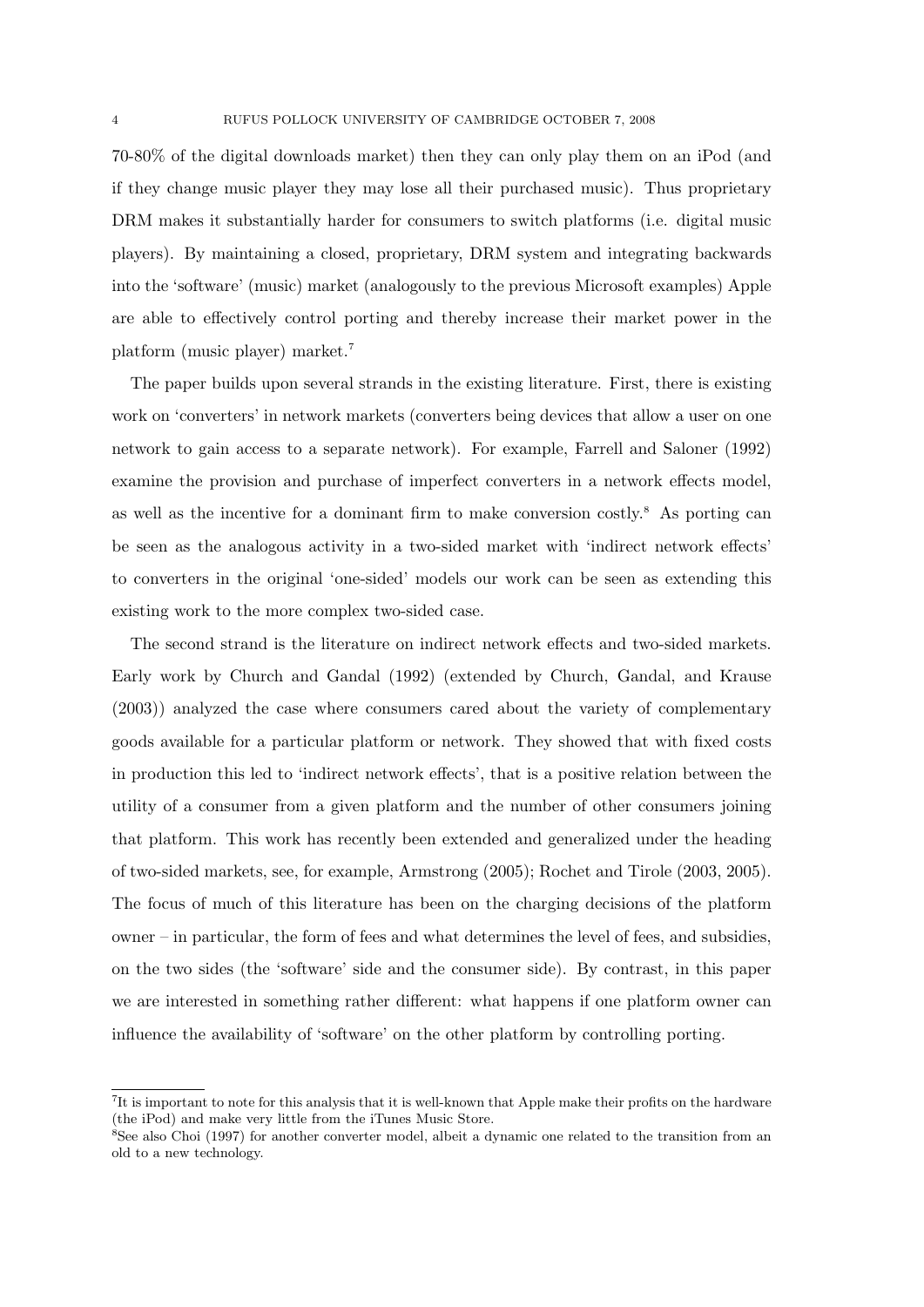70-80% of the digital downloads market) then they can only play them on an iPod (and if they change music player they may lose all their purchased music). Thus proprietary DRM makes it substantially harder for consumers to switch platforms (i.e. digital music players). By maintaining a closed, proprietary, DRM system and integrating backwards into the 'software' (music) market (analogously to the previous Microsoft examples) Apple are able to effectively control porting and thereby increase their market power in the platform (music player) market.[7]

The paper builds upon several strands in the existing literature. First, there is existing work on 'converters' in network markets (converters being devices that allow a user on one network to gain access to a separate network). For example, Farrell and Saloner (1992) examine the provision and purchase of imperfect converters in a network effects model, as well as the incentive for a dominant firm to make conversion costly.[8] As porting can be seen as the analogous activity in a two-sided market with 'indirect network effects' to converters in the original 'one-sided' models our work can be seen as extending this existing work to the more complex two-sided case.

The second strand is the literature on indirect network effects and two-sided markets. Early work by Church and Gandal (1992) (extended by Church, Gandal, and Krause (2003)) analyzed the case where consumers cared about the variety of complementary goods available for a particular platform or network. They showed that with fixed costs in production this led to 'indirect network effects', that is a positive relation between the utility of a consumer from a given platform and the number of other consumers joining that platform. This work has recently been extended and generalized under the heading of two-sided markets, see, for example, Armstrong (2005); Rochet and Tirole (2003, 2005). The focus of much of this literature has been on the charging decisions of the platform owner – in particular, the form of fees and what determines the level of fees, and subsidies, on the two sides (the 'software' side and the consumer side). By contrast, in this paper we are interested in something rather different: what happens if one platform owner can influence the availability of 'software' on the other platform by controlling porting.

[7]It is important to note for this analysis that it is well-known that Apple make their profits on the hardware (the iPod) and make very little from the iTunes Music Store.

[8]See also Choi (1997) for another converter model, albeit a dynamic one related to the transition from an old to a new technology.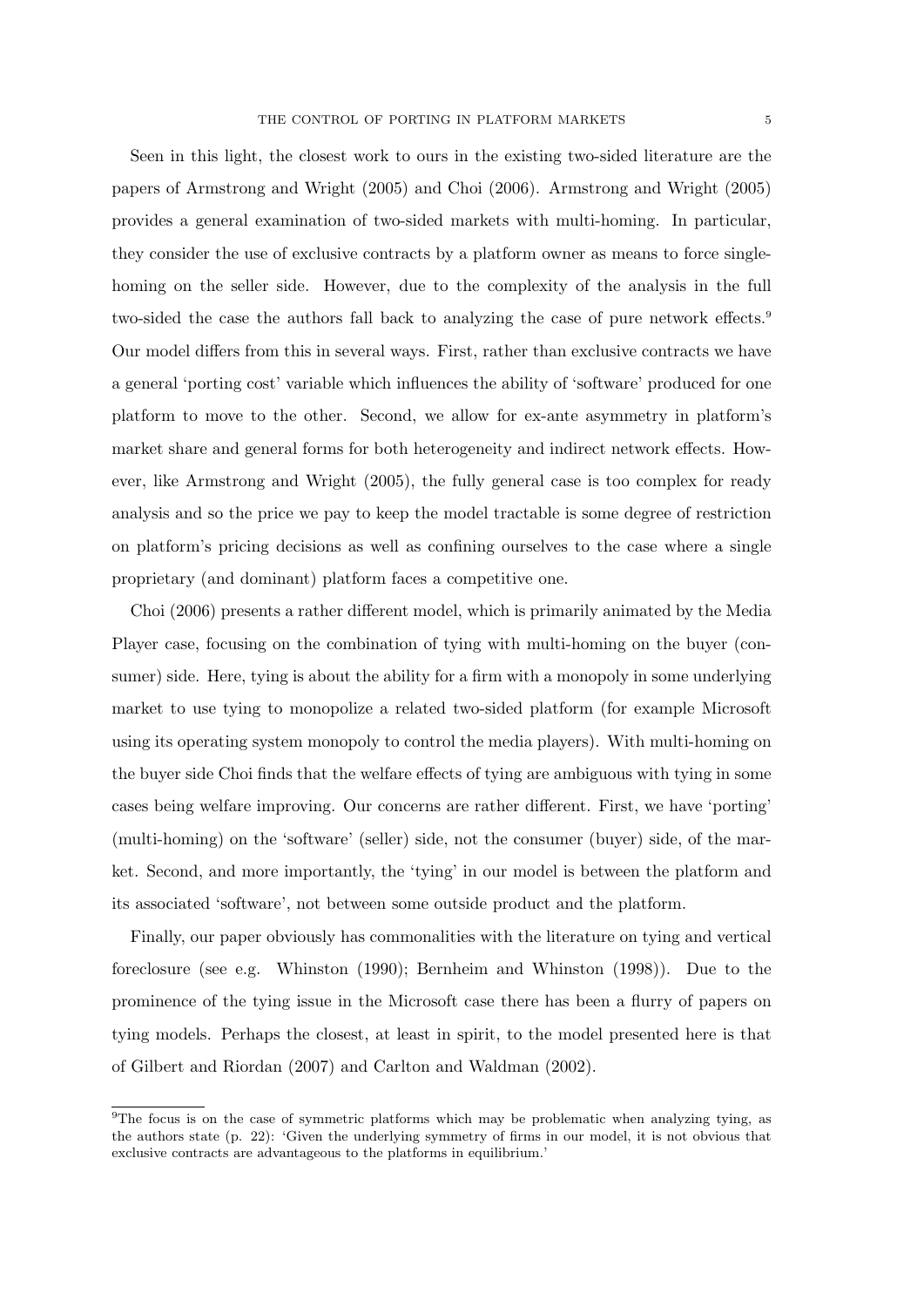Seen in this light, the closest work to ours in the existing two-sided literature are the papers of Armstrong and Wright (2005) and Choi (2006). Armstrong and Wright (2005) provides a general examination of two-sided markets with multi-homing. In particular, they consider the use of exclusive contracts by a platform owner as means to force single-homing on the seller side. However, due to the complexity of the analysis in the full two-sided the case the authors fall back to analyzing the case of pure network effects.[9] Our model differs from this in several ways. First, rather than exclusive contracts we have a general 'porting cost' variable which influences the ability of 'software' produced for one platform to move to the other. Second, we allow for ex-ante asymmetry in platform's market share and general forms for both heterogeneity and indirect network effects. However, like Armstrong and Wright (2005), the fully general case is too complex for ready analysis and so the price we pay to keep the model tractable is some degree of restriction on platform's pricing decisions as well as confining ourselves to the case where a single proprietary (and dominant) platform faces a competitive one.

Choi (2006) presents a rather different model, which is primarily animated by the Media Player case, focusing on the combination of tying with multi-homing on the buyer (consumer) side. Here, tying is about the ability for a firm with a monopoly in some underlying market to use tying to monopolize a related two-sided platform (for example Microsoft using its operating system monopoly to control the media players). With multi-homing on the buyer side Choi finds that the welfare effects of tying are ambiguous with tying in some cases being welfare improving. Our concerns are rather different. First, we have 'porting' (multi-homing) on the 'software' (seller) side, not the consumer (buyer) side, of the market. Second, and more importantly, the 'tying' in our model is between the platform and its associated 'software', not between some outside product and the platform.

Finally, our paper obviously has commonalities with the literature on tying and vertical foreclosure (see e.g. Whinston (1990); Bernheim and Whinston (1998)). Due to the prominence of the tying issue in the Microsoft case there has been a flurry of papers on tying models. Perhaps the closest, at least in spirit, to the model presented here is that of Gilbert and Riordan (2007) and Carlton and Waldman (2002).

[9]The focus is on the case of symmetric platforms which may be problematic when analyzing tying, as the authors state (p. 22): 'Given the underlying symmetry of firms in our model, it is not obvious that exclusive contracts are advantageous to the platforms in equilibrium.'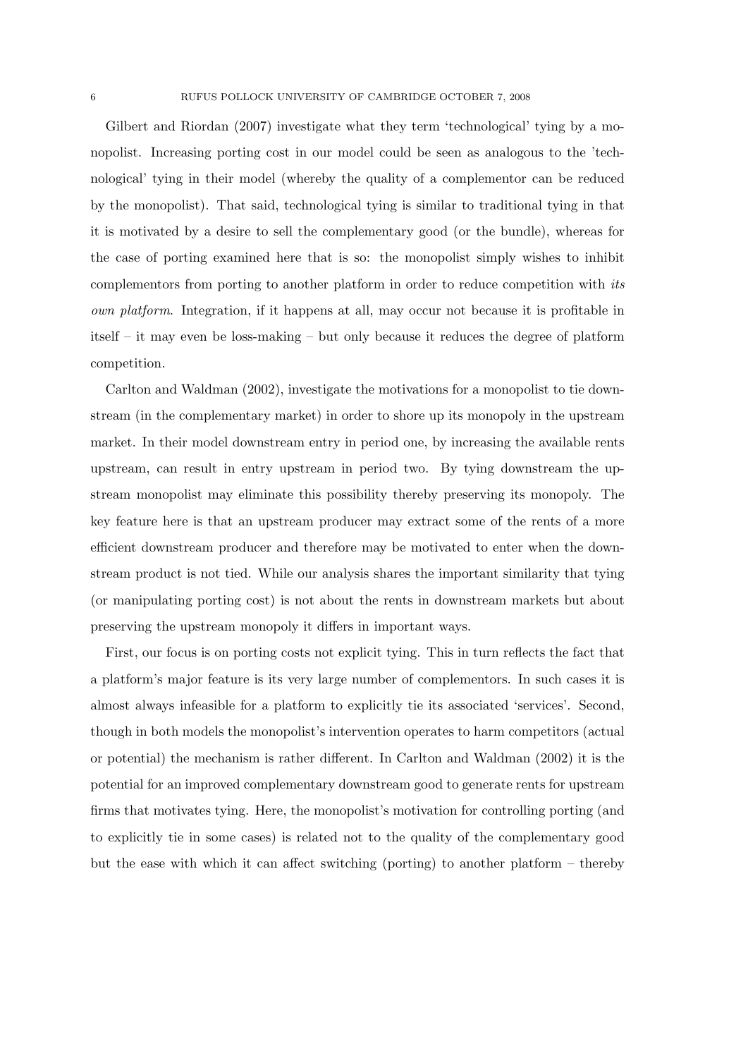Gilbert and Riordan (2007) investigate what they term 'technological' tying by a monopolist. Increasing porting cost in our model could be seen as analogous to the 'technological' tying in their model (whereby the quality of a complementor can be reduced by the monopolist). That said, technological tying is similar to traditional tying in that it is motivated by a desire to sell the complementary good (or the bundle), whereas for the case of porting examined here that is so: the monopolist simply wishes to inhibit complementors from porting to another platform in order to reduce competition with *its own platform*. Integration, if it happens at all, may occur not because it is profitable in itself – it may even be loss-making – but only because it reduces the degree of platform competition.

Carlton and Waldman (2002), investigate the motivations for a monopolist to tie downstream (in the complementary market) in order to shore up its monopoly in the upstream market. In their model downstream entry in period one, by increasing the available rents upstream, can result in entry upstream in period two. By tying downstream the upstream monopolist may eliminate this possibility thereby preserving its monopoly. The key feature here is that an upstream producer may extract some of the rents of a more efficient downstream producer and therefore may be motivated to enter when the downstream product is not tied. While our analysis shares the important similarity that tying (or manipulating porting cost) is not about the rents in downstream markets but about preserving the upstream monopoly it differs in important ways.

First, our focus is on porting costs not explicit tying. This in turn reflects the fact that a platform's major feature is its very large number of complementors. In such cases it is almost always infeasible for a platform to explicitly tie its associated 'services'. Second, though in both models the monopolist's intervention operates to harm competitors (actual or potential) the mechanism is rather different. In Carlton and Waldman (2002) it is the potential for an improved complementary downstream good to generate rents for upstream firms that motivates tying. Here, the monopolist's motivation for controlling porting (and to explicitly tie in some cases) is related not to the quality of the complementary good but the ease with which it can affect switching (porting) to another platform – thereby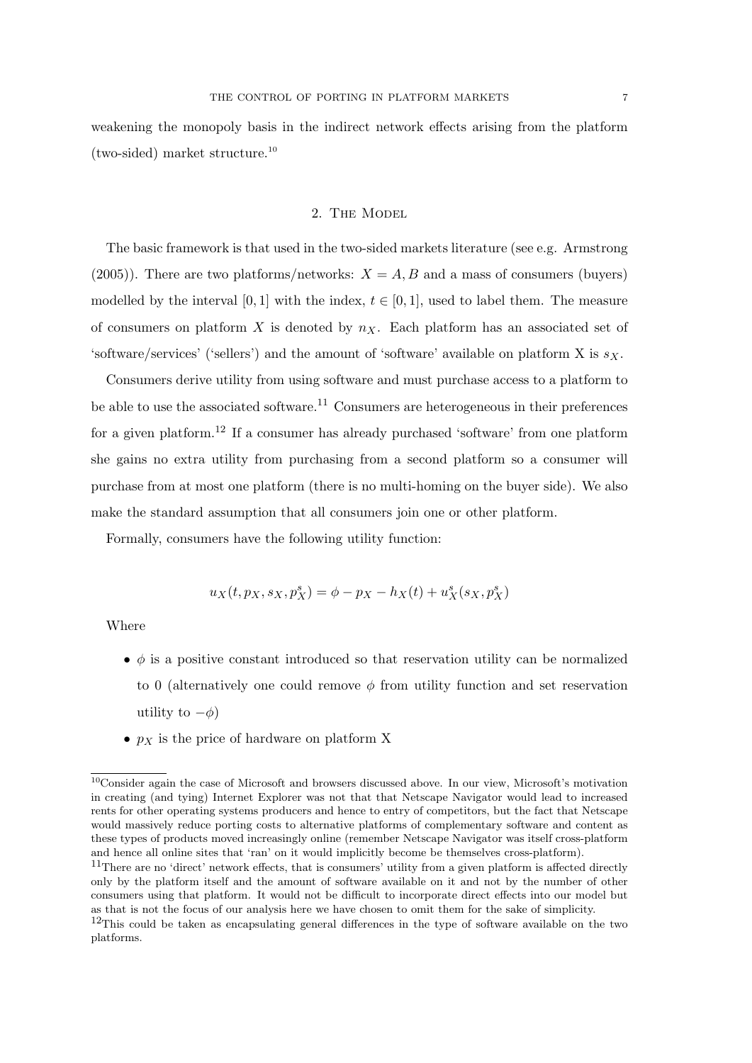weakening the monopoly basis in the indirect network effects arising from the platform (two-sided) market structure.[10]

## 2. The Model

The basic framework is that used in the two-sided markets literature (see e.g. Armstrong (2005)). There are two platforms/networks: $X = A, B$ and a mass of consumers (buyers) modelled by the interval $[0, 1]$ with the index, $t \in [0, 1]$, used to label them. The measure of consumers on platform $X$ is denoted by $n_X$. Each platform has an associated set of 'software/services' ('sellers') and the amount of 'software' available on platform X is $s_X$.

Consumers derive utility from using software and must purchase access to a platform to be able to use the associated software.[11] Consumers are heterogeneous in their preferences for a given platform.[12] If a consumer has already purchased 'software' from one platform she gains no extra utility from purchasing from a second platform so a consumer will purchase from at most one platform (there is no multi-homing on the buyer side). We also make the standard assumption that all consumers join one or other platform.

Formally, consumers have the following utility function:

$$u_X(t, p_X, s_X, p^s_X) = \phi - p_X - h_X(t) + u^s_X(s_X, p^s_X)$$

Where

- $\phi$ is a positive constant introduced so that reservation utility can be normalized to 0 (alternatively one could remove $\phi$ from utility function and set reservation utility to $-\phi$)
- $p_X$ is the price of hardware on platform X

[10] Consider again the case of Microsoft and browsers discussed above. In our view, Microsoft's motivation in creating (and tying) Internet Explorer was not that that Netscape Navigator would lead to increased rents for other operating systems producers and hence to entry of competitors, but the fact that Netscape would massively reduce porting costs to alternative platforms of complementary software and content as these types of products moved increasingly online (remember Netscape Navigator was itself cross-platform and hence all online sites that 'ran' on it would implicitly become be themselves cross-platform).

[11] There are no 'direct' network effects, that is consumers' utility from a given platform is affected directly only by the platform itself and the amount of software available on it and not by the number of other consumers using that platform. It would not be difficult to incorporate direct effects into our model but as that is not the focus of our analysis here we have chosen to omit them for the sake of simplicity.

[12] This could be taken as encapsulating general differences in the type of software available on the two platforms.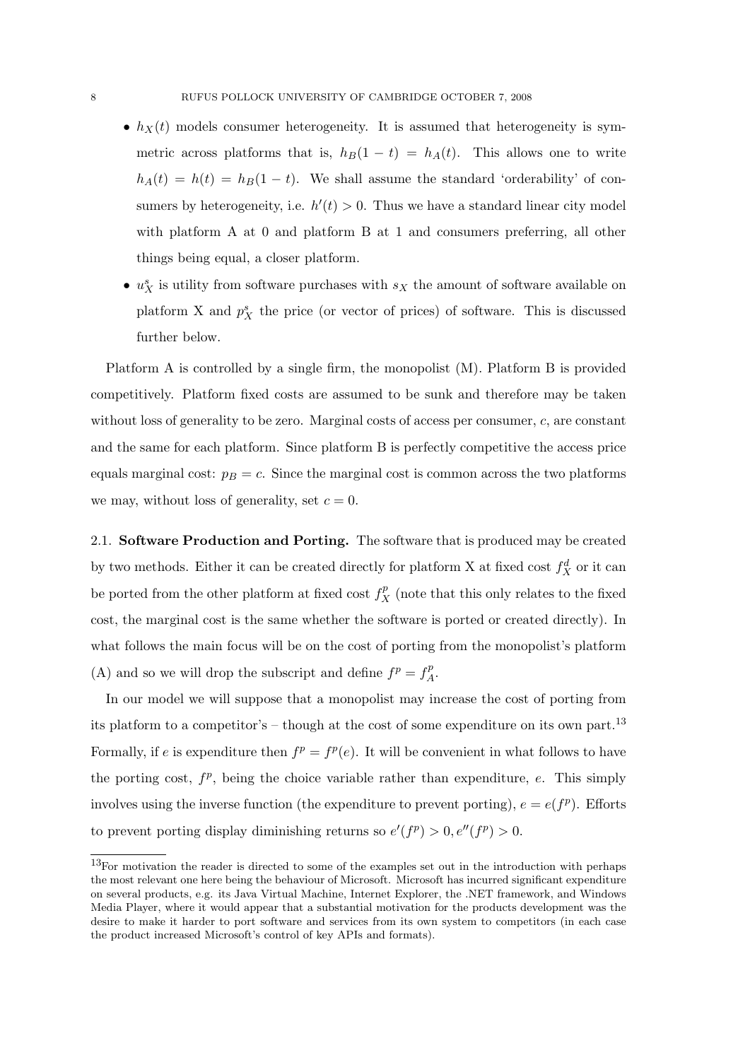- $h_X(t)$ models consumer heterogeneity. It is assumed that heterogeneity is symmetric across platforms that is, $h_B(1-t) = h_A(t)$. This allows one to write $h_A(t) = h(t) = h_B(1-t)$. We shall assume the standard 'orderability' of consumers by heterogeneity, i.e. $h'(t) > 0$. Thus we have a standard linear city model with platform A at 0 and platform B at 1 and consumers preferring, all other things being equal, a closer platform.
- $u^s_X$ is utility from software purchases with $s_X$ the amount of software available on platform X and $p^s_X$ the price (or vector of prices) of software. This is discussed further below.

Platform A is controlled by a single firm, the monopolist (M). Platform B is provided competitively. Platform fixed costs are assumed to be sunk and therefore may be taken without loss of generality to be zero. Marginal costs of access per consumer, $c$, are constant and the same for each platform. Since platform B is perfectly competitive the access price equals marginal cost: $p_B = c$. Since the marginal cost is common across the two platforms we may, without loss of generality, set $c = 0$.

### 2.1. Software Production and Porting.

The software that is produced may be created by two methods. Either it can be created directly for platform X at fixed cost $f^d_X$ or it can be ported from the other platform at fixed cost $f^p_X$ (note that this only relates to the fixed cost, the marginal cost is the same whether the software is ported or created directly). In what follows the main focus will be on the cost of porting from the monopolist's platform (A) and so we will drop the subscript and define $f^p = f^p_A$.

In our model we will suppose that a monopolist may increase the cost of porting from its platform to a competitor's – though at the cost of some expenditure on its own part.[13] Formally, if $e$ is expenditure then $f^p = f^p(e)$. It will be convenient in what follows to have the porting cost, $f^p$, being the choice variable rather than expenditure, $e$. This simply involves using the inverse function (the expenditure to prevent porting), $e = e(f^p)$. Efforts to prevent porting display diminishing returns so $e'(f^p) > 0, e''(f^p) > 0$.

[13]For motivation the reader is directed to some of the examples set out in the introduction with perhaps the most relevant one here being the behaviour of Microsoft. Microsoft has incurred significant expenditure on several products, e.g. its Java Virtual Machine, Internet Explorer, the .NET framework, and Windows Media Player, where it would appear that a substantial motivation for the products development was the desire to make it harder to port software and services from its own system to competitors (in each case the product increased Microsoft's control of key APIs and formats).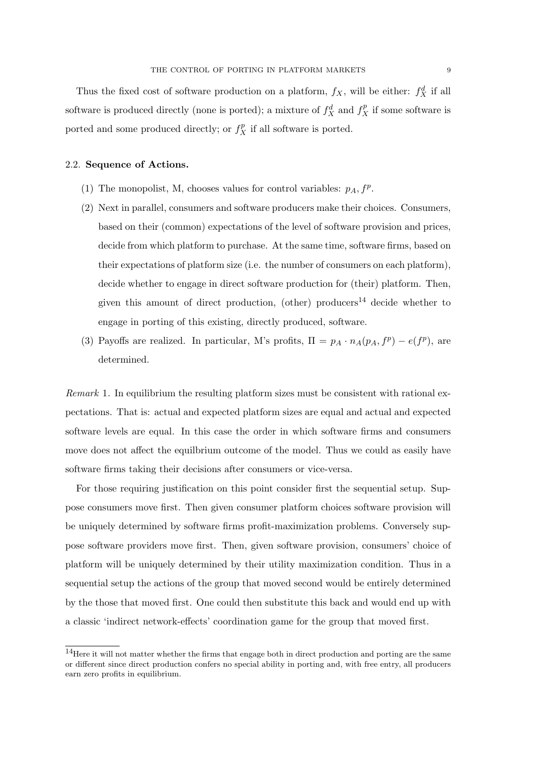Thus the fixed cost of software production on a platform, $f_X$, will be either: $f_X^d$ if all software is produced directly (none is ported); a mixture of $f_X^d$ and $f_X^p$ if some software is ported and some produced directly; or $f_X^p$ if all software is ported.

### 2.2. **Sequence of Actions.**

1. The monopolist, M, chooses values for control variables: $p_A, f^p$.
2. Next in parallel, consumers and software producers make their choices. Consumers, based on their (common) expectations of the level of software provision and prices, decide from which platform to purchase. At the same time, software firms, based on their expectations of platform size (i.e. the number of consumers on each platform), decide whether to engage in direct software production for (their) platform. Then, given this amount of direct production, (other) producers[14] decide whether to engage in porting of this existing, directly produced, software.
3. Payoffs are realized. In particular, M's profits, $\Pi = p_A \cdot n_A(p_A, f^p) - e(f^p)$, are determined.

*Remark* 1. In equilibrium the resulting platform sizes must be consistent with rational expectations. That is: actual and expected platform sizes are equal and actual and expected software levels are equal. In this case the order in which software firms and consumers move does not affect the equilbrium outcome of the model. Thus we could as easily have software firms taking their decisions after consumers or vice-versa.

For those requiring justification on this point consider first the sequential setup. Suppose consumers move first. Then given consumer platform choices software provision will be uniquely determined by software firms profit-maximization problems. Conversely suppose software providers move first. Then, given software provision, consumers' choice of platform will be uniquely determined by their utility maximization condition. Thus in a sequential setup the actions of the group that moved second would be entirely determined by the those that moved first. One could then substitute this back and would end up with a classic 'indirect network-effects' coordination game for the group that moved first.

[14]Here it will not matter whether the firms that engage both in direct production and porting are the same or different since direct production confers no special ability in porting and, with free entry, all producers earn zero profits in equilibrium.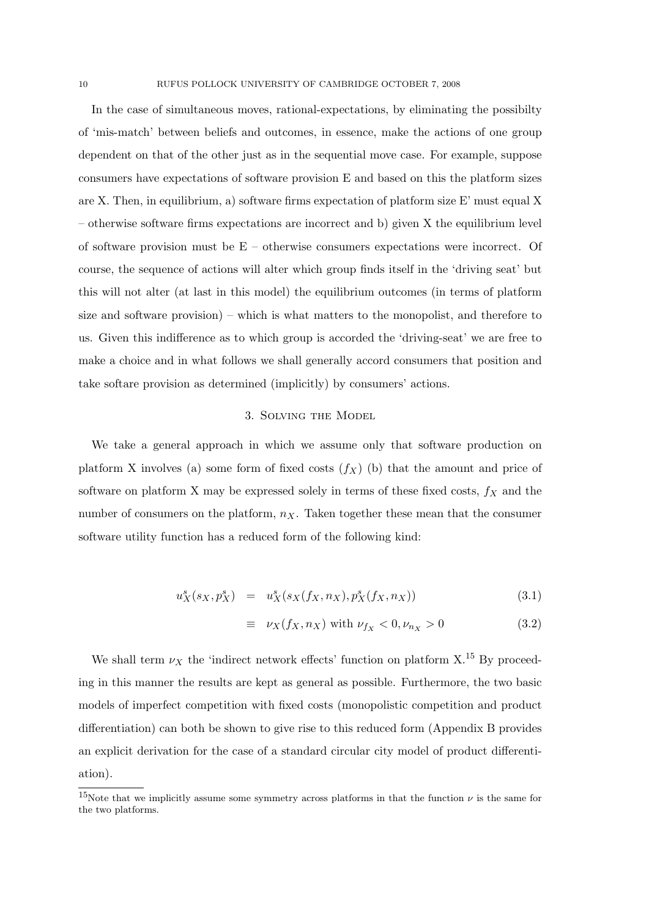In the case of simultaneous moves, rational-expectations, by eliminating the possibilty of 'mis-match' between beliefs and outcomes, in essence, make the actions of one group dependent on that of the other just as in the sequential move case. For example, suppose consumers have expectations of software provision E and based on this the platform sizes are X. Then, in equilibrium, a) software firms expectation of platform size E' must equal X – otherwise software firms expectations are incorrect and b) given X the equilibrium level of software provision must be E – otherwise consumers expectations were incorrect. Of course, the sequence of actions will alter which group finds itself in the 'driving seat' but this will not alter (at last in this model) the equilibrium outcomes (in terms of platform size and software provision) – which is what matters to the monopolist, and therefore to us. Given this indifference as to which group is accorded the 'driving-seat' we are free to make a choice and in what follows we shall generally accord consumers that position and take softare provision as determined (implicitly) by consumers' actions.

## 3. Solving the Model

We take a general approach in which we assume only that software production on platform X involves (a) some form of fixed costs ($f_X$) (b) that the amount and price of software on platform X may be expressed solely in terms of these fixed costs, $f_X$ and the number of consumers on the platform, $n_X$. Taken together these mean that the consumer software utility function has a reduced form of the following kind:

$$u^s_X(s_X, p^s_X) \quad = \quad u^s_X(s_X(f_X, n_X), p^s_X(f_X, n_X)) \tag{3.1}$$

$$\equiv \quad \nu_X(f_X, n_X) \text{ with } \nu_{f_X} < 0, \nu_{n_X} > 0 \tag{3.2}$$

We shall term $\nu_X$ the 'indirect network effects' function on platform X.[15] By proceeding in this manner the results are kept as general as possible. Furthermore, the two basic models of imperfect competition with fixed costs (monopolistic competition and product differentiation) can both be shown to give rise to this reduced form (Appendix B provides an explicit derivation for the case of a standard circular city model of product differentiation).

[15]Note that we implicitly assume some symmetry across platforms in that the function $\nu$ is the same for the two platforms.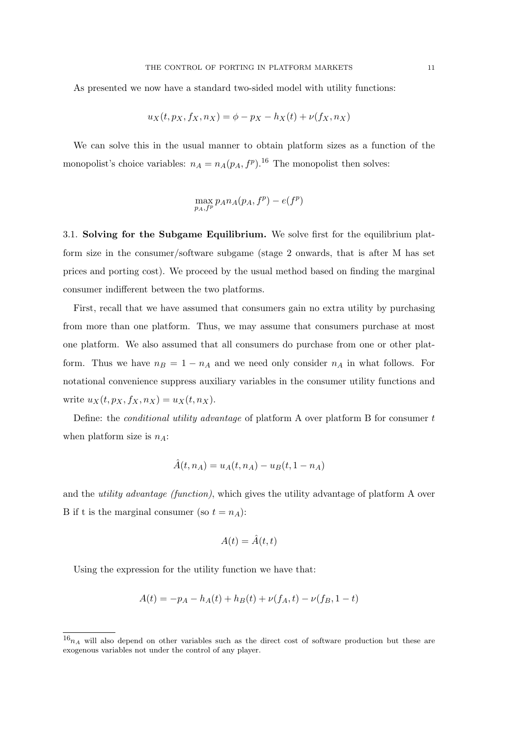As presented we now have a standard two-sided model with utility functions:

$$u_X(t, p_X, f_X, n_X) = \phi - p_X - h_X(t) + \nu(f_X, n_X)$$

We can solve this in the usual manner to obtain platform sizes as a function of the monopolist's choice variables: $n_A = n_A(p_A, f^p)$.[16] The monopolist then solves:

$$\max_{p_A, f^p} p_A n_A(p_A, f^p) - e(f^p)$$

## 3.1. Solving for the Subgame Equilibrium.

We solve first for the equilibrium platform size in the consumer/software subgame (stage 2 onwards, that is after M has set prices and porting cost). We proceed by the usual method based on finding the marginal consumer indifferent between the two platforms.

First, recall that we have assumed that consumers gain no extra utility by purchasing from more than one platform. Thus, we may assume that consumers purchase at most one platform. We also assumed that all consumers do purchase from one or other platform. Thus we have $n_B = 1 - n_A$ and we need only consider $n_A$ in what follows. For notational convenience suppress auxiliary variables in the consumer utility functions and write $u_X(t, p_X, f_X, n_X) = u_X(t, n_X)$.

Define: the *conditional utility advantage* of platform A over platform B for consumer $t$ when platform size is $n_A$:

$$\hat{A}(t, n_A) = u_A(t, n_A) - u_B(t, 1 - n_A)$$

and the *utility advantage (function)*, which gives the utility advantage of platform A over B if t is the marginal consumer (so $t = n_A$):

$$A(t) = \hat{A}(t, t)$$

Using the expression for the utility function we have that:

$$A(t) = -p_A - h_A(t) + h_B(t) + \nu(f_A, t) - \nu(f_B, 1 - t)$$

[16] $n_A$ will also depend on other variables such as the direct cost of software production but these are exogenous variables not under the control of any player.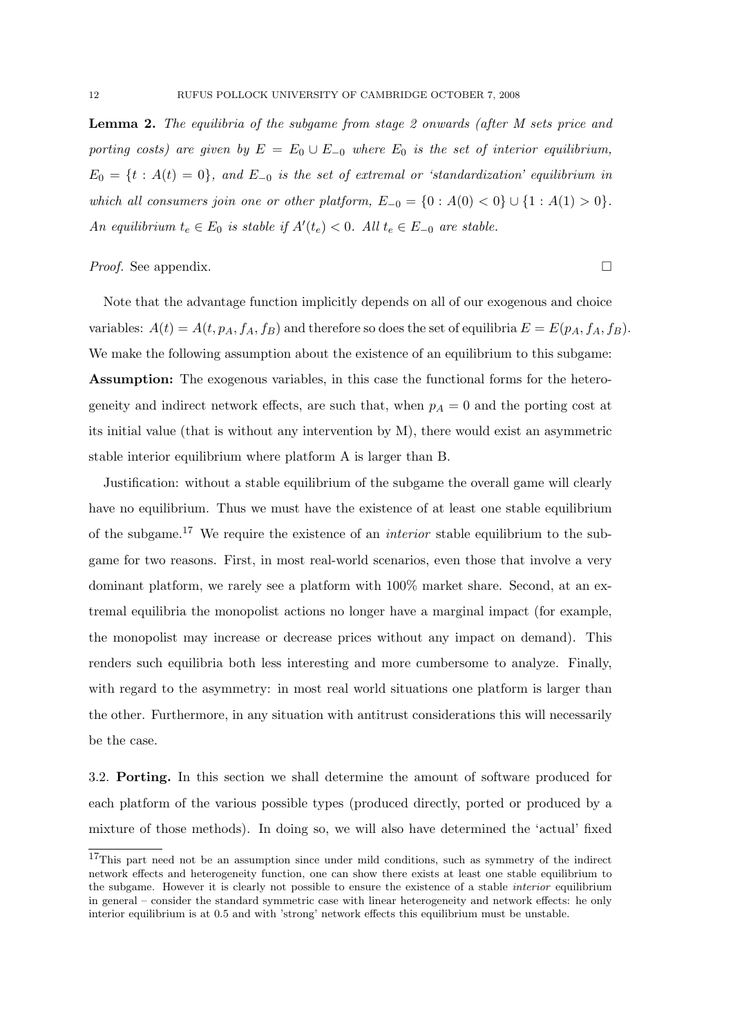**Lemma 2.** *The equilibria of the subgame from stage 2 onwards (after M sets price and porting costs) are given by $E = E_0 \cup E_{-0}$ where $E_0$ is the set of interior equilibrium, $E_0 = \{t : A(t) = 0\}$, and $E_{-0}$ is the set of extremal or 'standardization' equilibrium in which all consumers join one or other platform, $E_{-0} = \{0 : A(0) < 0\} \cup \{1 : A(1) > 0\}$. An equilibrium $t_e \in E_0$ is stable if $A'(t_e) < 0$. All $t_e \in E_{-0}$ are stable.*

*Proof.* See appendix. □

Note that the advantage function implicitly depends on all of our exogenous and choice variables: $A(t) = A(t, p_A, f_A, f_B)$ and therefore so does the set of equilibria $E = E(p_A, f_A, f_B)$. We make the following assumption about the existence of an equilibrium to this subgame:

**Assumption:** The exogenous variables, in this case the functional forms for the heterogeneity and indirect network effects, are such that, when $p_A = 0$ and the porting cost at its initial value (that is without any intervention by M), there would exist an asymmetric stable interior equilibrium where platform A is larger than B.

Justification: without a stable equilibrium of the subgame the overall game will clearly have no equilibrium. Thus we must have the existence of at least one stable equilibrium of the subgame.[17] We require the existence of an *interior* stable equilibrium to the subgame for two reasons. First, in most real-world scenarios, even those that involve a very dominant platform, we rarely see a platform with 100% market share. Second, at an extremal equilibria the monopolist actions no longer have a marginal impact (for example, the monopolist may increase or decrease prices without any impact on demand). This renders such equilibria both less interesting and more cumbersome to analyze. Finally, with regard to the asymmetry: in most real world situations one platform is larger than the other. Furthermore, in any situation with antitrust considerations this will necessarily be the case.

3.2. **Porting.** In this section we shall determine the amount of software produced for each platform of the various possible types (produced directly, ported or produced by a mixture of those methods). In doing so, we will also have determined the 'actual' fixed

[17] This part need not be an assumption since under mild conditions, such as symmetry of the indirect network effects and heterogeneity function, one can show there exists at least one stable equilibrium to the subgame. However it is clearly not possible to ensure the existence of a stable *interior* equilibrium in general – consider the standard symmetric case with linear heterogeneity and network effects: he only interior equilibrium is at 0.5 and with 'strong' network effects this equilibrium must be unstable.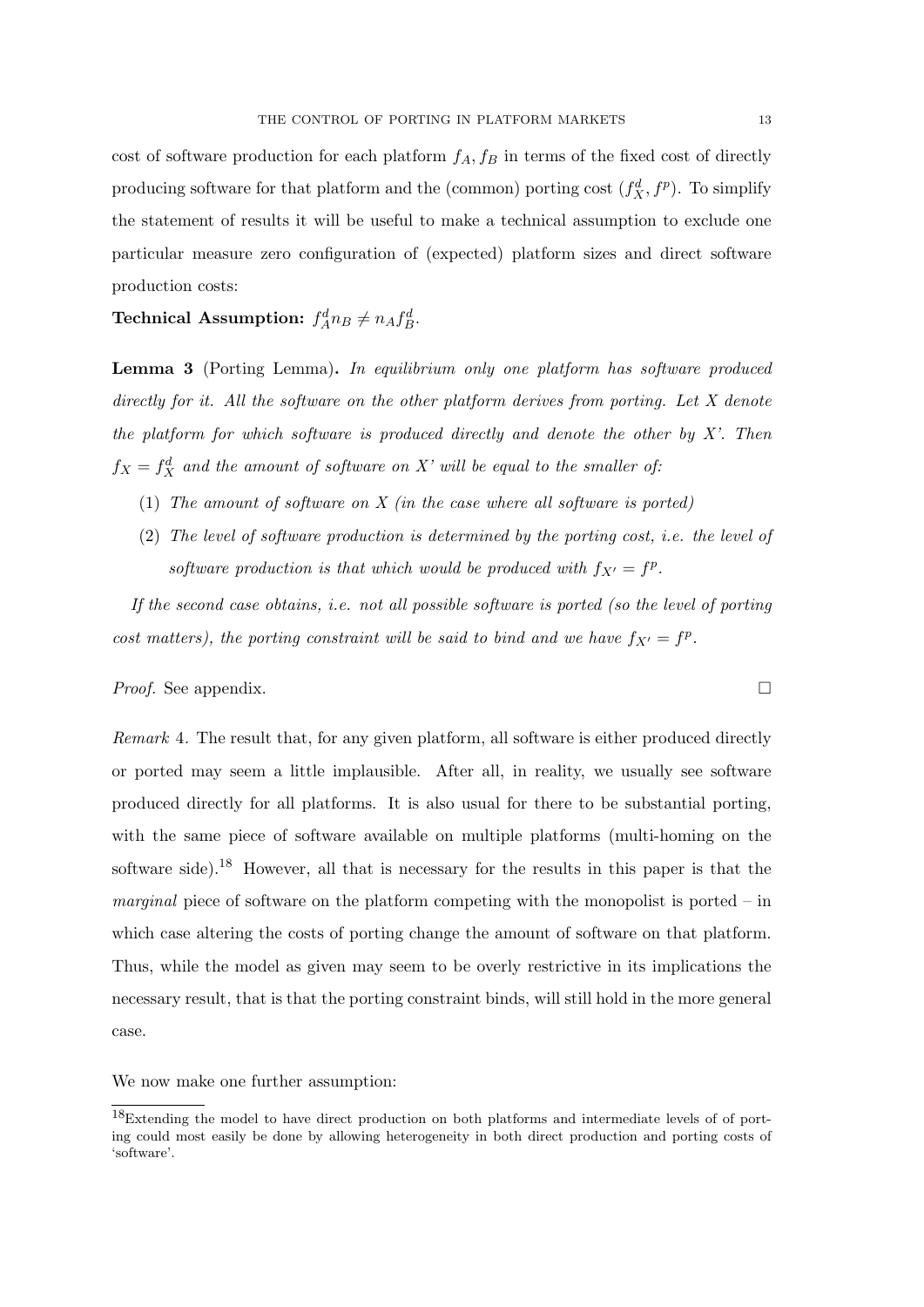cost of software production for each platform $f_A, f_B$ in terms of the fixed cost of directly producing software for that platform and the (common) porting cost $(f^d_X, f^p)$. To simplify the statement of results it will be useful to make a technical assumption to exclude one particular measure zero configuration of (expected) platform sizes and direct software production costs:

**Technical Assumption:** $f^d_A n_B \neq n_A f^d_B$.

**Lemma 3** (Porting Lemma)**.** *In equilibrium only one platform has software produced directly for it. All the software on the other platform derives from porting. Let X denote the platform for which software is produced directly and denote the other by X'. Then* $f_X = f^d_X$ *and the amount of software on X' will be equal to the smaller of:*

1. *The amount of software on X (in the case where all software is ported)*
2. *The level of software production is determined by the porting cost, i.e. the level of software production is that which would be produced with* $f_{X'} = f^p$*.*

*If the second case obtains, i.e. not all possible software is ported (so the level of porting cost matters), the porting constraint will be said to bind and we have* $f_{X'} = f^p$*.*

*Proof.* See appendix. □

*Remark* 4. The result that, for any given platform, all software is either produced directly or ported may seem a little implausible. After all, in reality, we usually see software produced directly for all platforms. It is also usual for there to be substantial porting, with the same piece of software available on multiple platforms (multi-homing on the software side).[18] However, all that is necessary for the results in this paper is that the *marginal* piece of software on the platform competing with the monopolist is ported – in which case altering the costs of porting change the amount of software on that platform. Thus, while the model as given may seem to be overly restrictive in its implications the necessary result, that is that the porting constraint binds, will still hold in the more general case.

We now make one further assumption:

[18]Extending the model to have direct production on both platforms and intermediate levels of of porting could most easily be done by allowing heterogeneity in both direct production and porting costs of 'software'.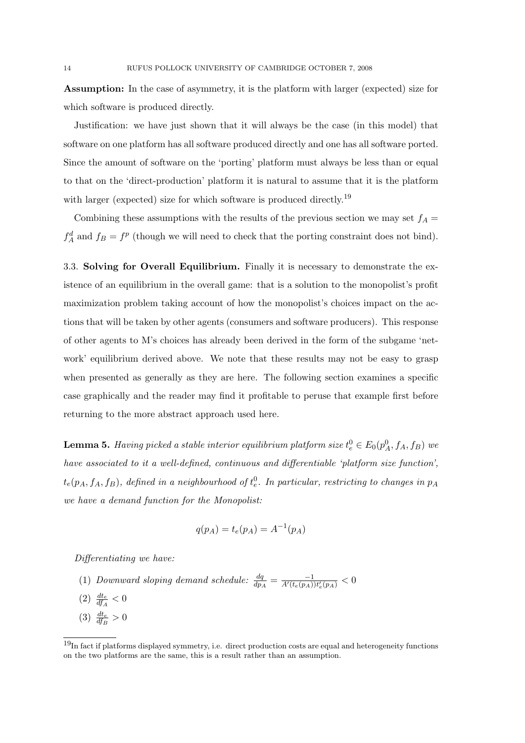**Assumption:** In the case of asymmetry, it is the platform with larger (expected) size for which software is produced directly.

Justification: we have just shown that it will always be the case (in this model) that software on one platform has all software produced directly and one has all software ported. Since the amount of software on the 'porting' platform must always be less than or equal to that on the 'direct-production' platform it is natural to assume that it is the platform with larger (expected) size for which software is produced directly.[19]

Combining these assumptions with the results of the previous section we may set $f_A = f_A^d$ and $f_B = f^p$ (though we will need to check that the porting constraint does not bind).

### 3.3. Solving for Overall Equilibrium.

Finally it is necessary to demonstrate the existence of an equilibrium in the overall game: that is a solution to the monopolist's profit maximization problem taking account of how the monopolist's choices impact on the actions that will be taken by other agents (consumers and software producers). This response of other agents to M's choices has already been derived in the form of the subgame 'network' equilibrium derived above. We note that these results may not be easy to grasp when presented as generally as they are here. The following section examines a specific case graphically and the reader may find it profitable to peruse that example first before returning to the more abstract approach used here.

**Lemma 5.** *Having picked a stable interior equilibrium platform size $t_e^0 \in E_0(p_A^0, f_A, f_B)$ we have associated to it a well-defined, continuous and differentiable 'platform size function', $t_e(p_A, f_A, f_B)$, defined in a neighbourhood of $t_e^0$. In particular, restricting to changes in $p_A$ we have a demand function for the Monopolist:*

$$q(p_A) = t_e(p_A) = A^{-1}(p_A)$$

*Differentiating we have:*

1. *Downward sloping demand schedule:* $\frac{dq}{dp_A} = \frac{-1}{A'(t_e(p_A))t_e'(p_A)} < 0$
2. $\frac{dt_e}{df_A} < 0$
3. $\frac{dt_e}{df_B} > 0$

[19] In fact if platforms displayed symmetry, i.e. direct production costs are equal and heterogeneity functions on the two platforms are the same, this is a result rather than an assumption.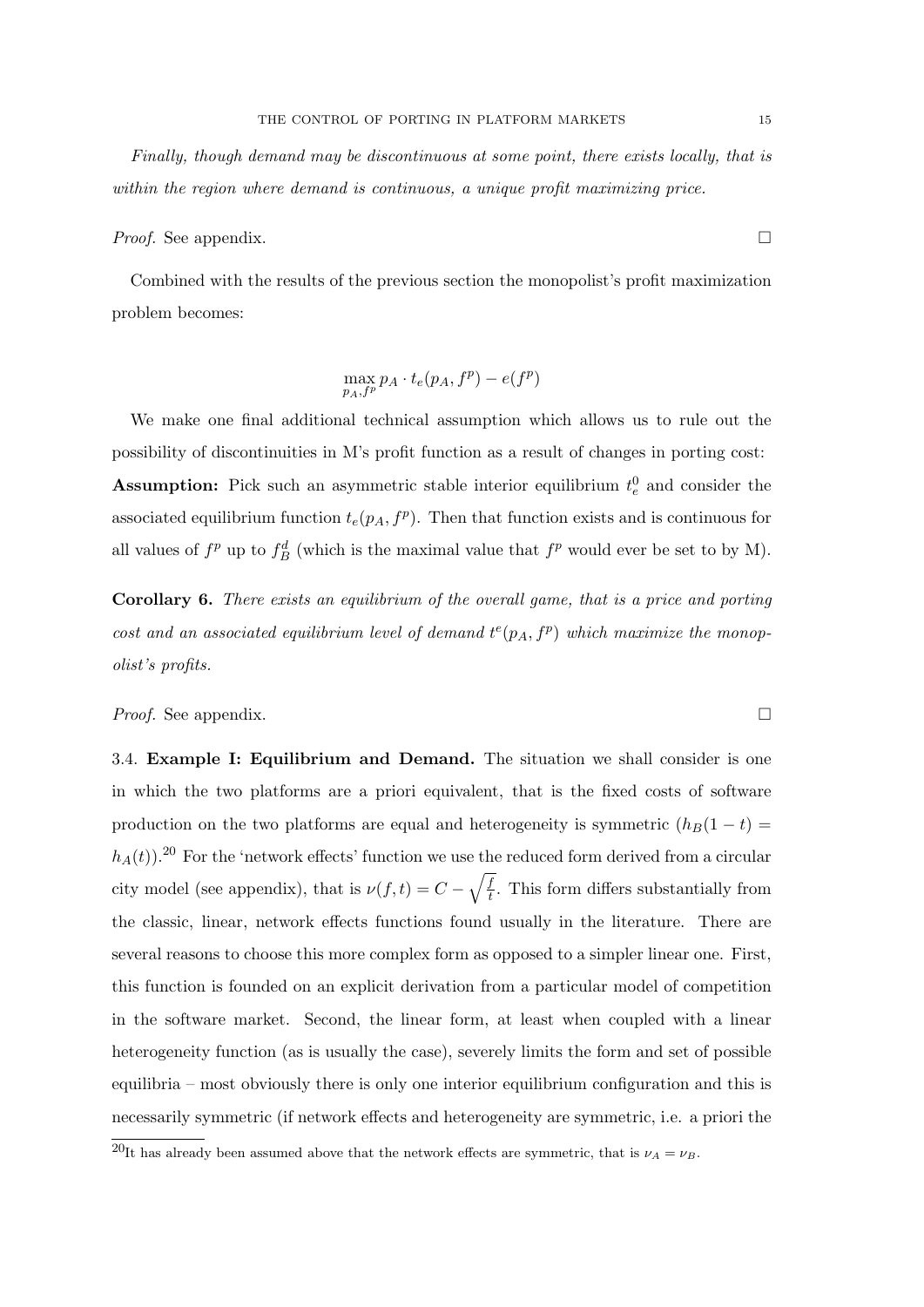*Finally, though demand may be discontinuous at some point, there exists locally, that is within the region where demand is continuous, a unique profit maximizing price.*

*Proof.* See appendix. □

Combined with the results of the previous section the monopolist's profit maximization problem becomes:

$$\max_{p_A, f^p} p_A \cdot t_e(p_A, f^p) - e(f^p)$$

We make one final additional technical assumption which allows us to rule out the possibility of discontinuities in M's profit function as a result of changes in porting cost:

**Assumption:** Pick such an asymmetric stable interior equilibrium $t_e^0$ and consider the associated equilibrium function $t_e(p_A, f^p)$. Then that function exists and is continuous for all values of $f^p$ up to $f_B^d$ (which is the maximal value that $f^p$ would ever be set to by M).

**Corollary 6.** *There exists an equilibrium of the overall game, that is a price and porting cost and an associated equilibrium level of demand $t^e(p_A, f^p)$ which maximize the monopolist's profits.*

*Proof.* See appendix. □

3.4. **Example I: Equilibrium and Demand.** The situation we shall consider is one in which the two platforms are a priori equivalent, that is the fixed costs of software production on the two platforms are equal and heterogeneity is symmetric ($h_B(1-t) = h_A(t)$).[20] For the 'network effects' function we use the reduced form derived from a circular city model (see appendix), that is $\nu(f, t) = C - \sqrt{\frac{f}{t}}$. This form differs substantially from the classic, linear, network effects functions found usually in the literature. There are several reasons to choose this more complex form as opposed to a simpler linear one. First, this function is founded on an explicit derivation from a particular model of competition in the software market. Second, the linear form, at least when coupled with a linear heterogeneity function (as is usually the case), severely limits the form and set of possible equilibria – most obviously there is only one interior equilibrium configuration and this is necessarily symmetric (if network effects and heterogeneity are symmetric, i.e. a priori the

[20]It has already been assumed above that the network effects are symmetric, that is $\nu_A = \nu_B$.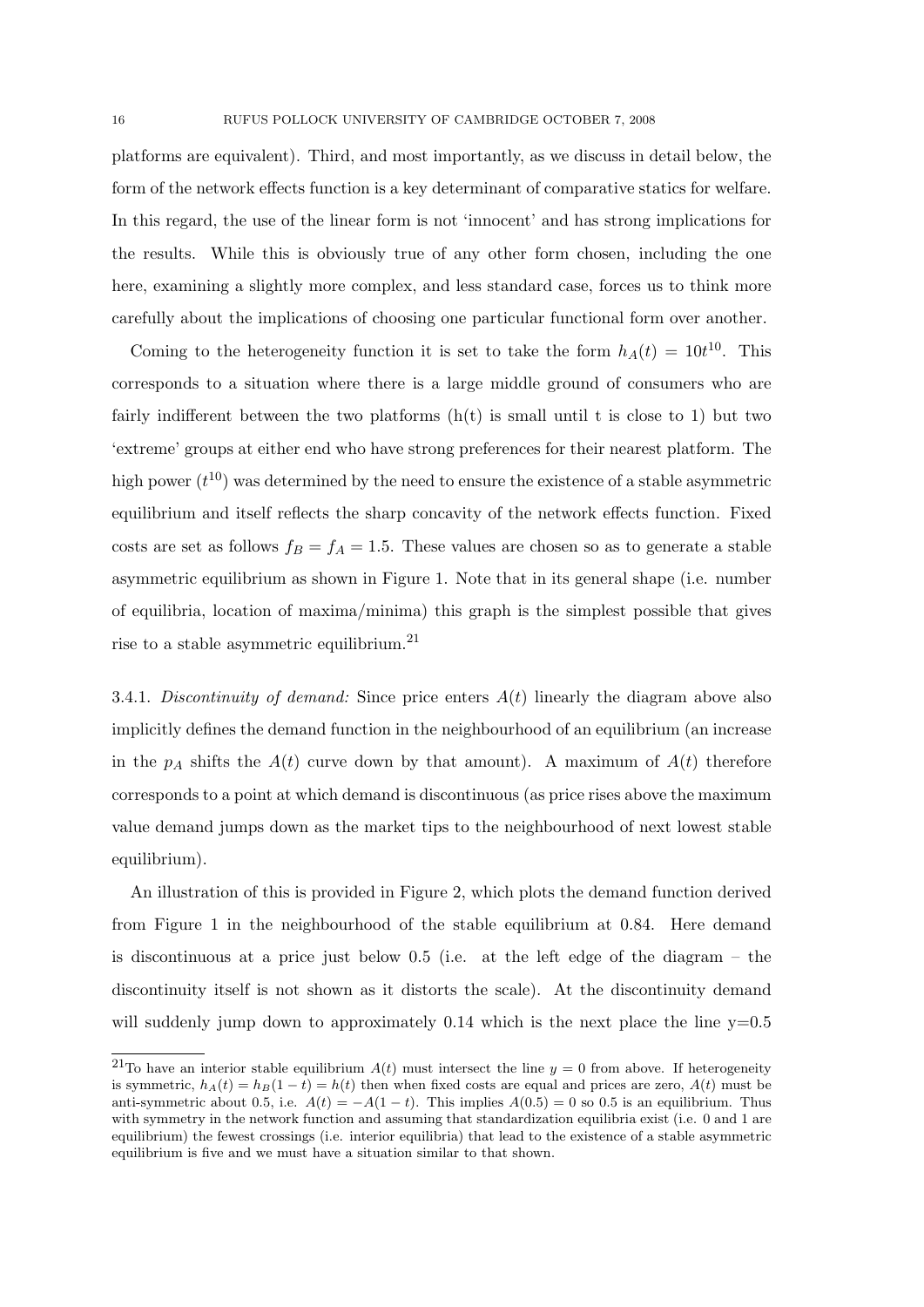platforms are equivalent). Third, and most importantly, as we discuss in detail below, the form of the network effects function is a key determinant of comparative statics for welfare. In this regard, the use of the linear form is not 'innocent' and has strong implications for the results. While this is obviously true of any other form chosen, including the one here, examining a slightly more complex, and less standard case, forces us to think more carefully about the implications of choosing one particular functional form over another.

Coming to the heterogeneity function it is set to take the form $h_A(t) = 10t^{10}$. This corresponds to a situation where there is a large middle ground of consumers who are fairly indifferent between the two platforms (h(t) is small until t is close to 1) but two 'extreme' groups at either end who have strong preferences for their nearest platform. The high power ($t^{10}$) was determined by the need to ensure the existence of a stable asymmetric equilibrium and itself reflects the sharp concavity of the network effects function. Fixed costs are set as follows $f_B = f_A = 1.5$. These values are chosen so as to generate a stable asymmetric equilibrium as shown in Figure 1. Note that in its general shape (i.e. number of equilibria, location of maxima/minima) this graph is the simplest possible that gives rise to a stable asymmetric equilibrium.[21]

3.4.1. *Discontinuity of demand:* Since price enters $A(t)$ linearly the diagram above also implicitly defines the demand function in the neighbourhood of an equilibrium (an increase in the $p_A$ shifts the $A(t)$ curve down by that amount). A maximum of $A(t)$ therefore corresponds to a point at which demand is discontinuous (as price rises above the maximum value demand jumps down as the market tips to the neighbourhood of next lowest stable equilibrium).

An illustration of this is provided in Figure 2, which plots the demand function derived from Figure 1 in the neighbourhood of the stable equilibrium at 0.84. Here demand is discontinuous at a price just below 0.5 (i.e. at the left edge of the diagram – the discontinuity itself is not shown as it distorts the scale). At the discontinuity demand will suddenly jump down to approximately 0.14 which is the next place the line y=0.5

[21] To have an interior stable equilibrium $A(t)$ must intersect the line $y = 0$ from above. If heterogeneity is symmetric, $h_A(t) = h_B(1 - t) = h(t)$ then when fixed costs are equal and prices are zero, $A(t)$ must be anti-symmetric about 0.5, i.e. $A(t) = -A(1 - t)$. This implies $A(0.5) = 0$ so 0.5 is an equilibrium. Thus with symmetry in the network function and assuming that standardization equilibria exist (i.e. 0 and 1 are equilibrium) the fewest crossings (i.e. interior equilibria) that lead to the existence of a stable asymmetric equilibrium is five and we must have a situation similar to that shown.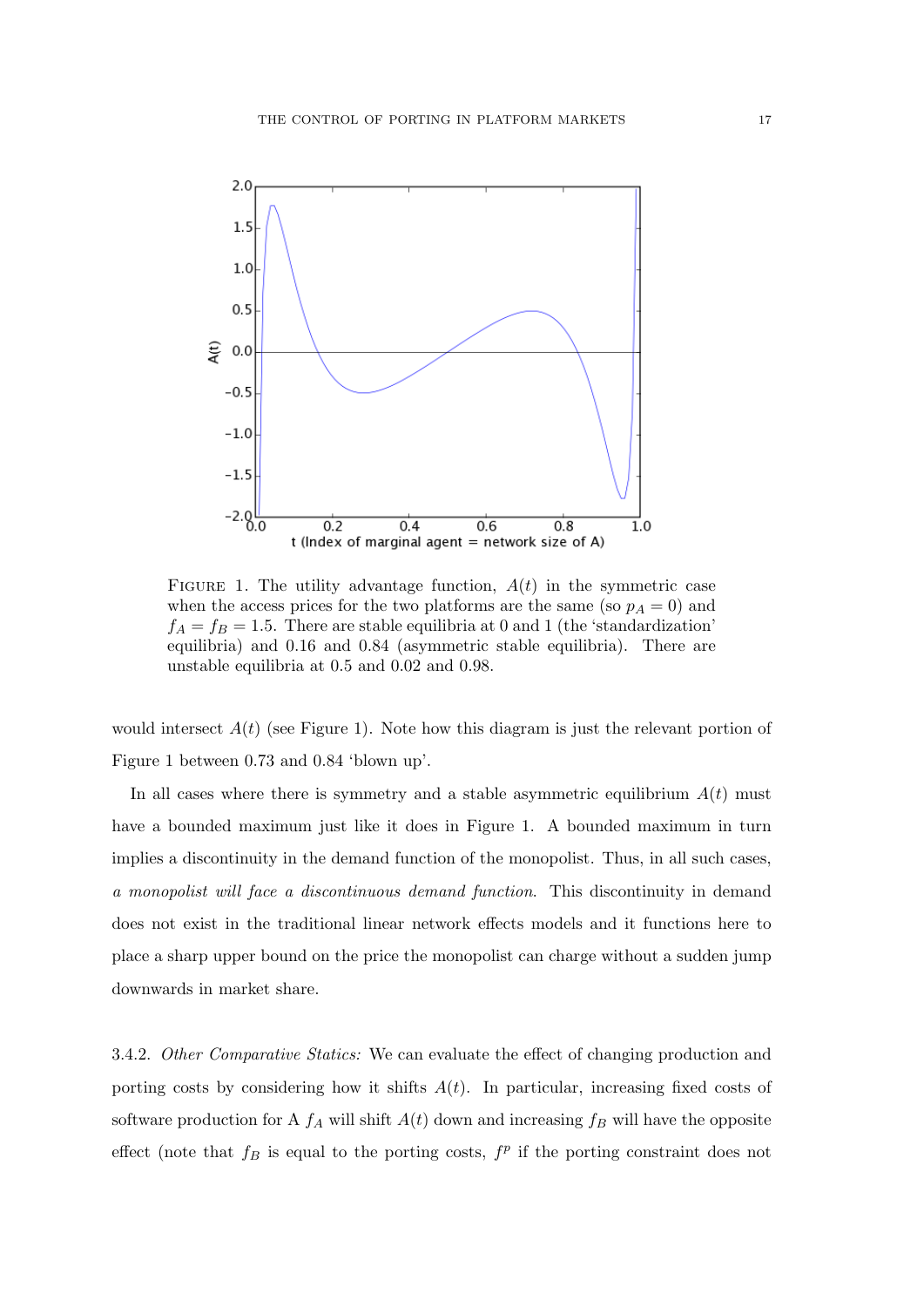FIGURE 1. The utility advantage function, $A(t)$ in the symmetric case when the access prices for the two platforms are the same (so $p_A = 0$) and $f_A = f_B = 1.5$. There are stable equilibria at 0 and 1 (the 'standardization' equilibria) and 0.16 and 0.84 (asymmetric stable equilibria). There are unstable equilibria at 0.5 and 0.02 and 0.98.

would intersect $A(t)$ (see Figure 1). Note how this diagram is just the relevant portion of Figure 1 between 0.73 and 0.84 'blown up'.

In all cases where there is symmetry and a stable asymmetric equilibrium $A(t)$ must have a bounded maximum just like it does in Figure 1. A bounded maximum in turn implies a discontinuity in the demand function of the monopolist. Thus, in all such cases, *a monopolist will face a discontinuous demand function*. This discontinuity in demand does not exist in the traditional linear network effects models and it functions here to place a sharp upper bound on the price the monopolist can charge without a sudden jump downwards in market share.

3.4.2. *Other Comparative Statics:* We can evaluate the effect of changing production and porting costs by considering how it shifts $A(t)$. In particular, increasing fixed costs of software production for A $f_A$ will shift $A(t)$ down and increasing $f_B$ will have the opposite effect (note that $f_B$ is equal to the porting costs, $f^p$ if the porting constraint does not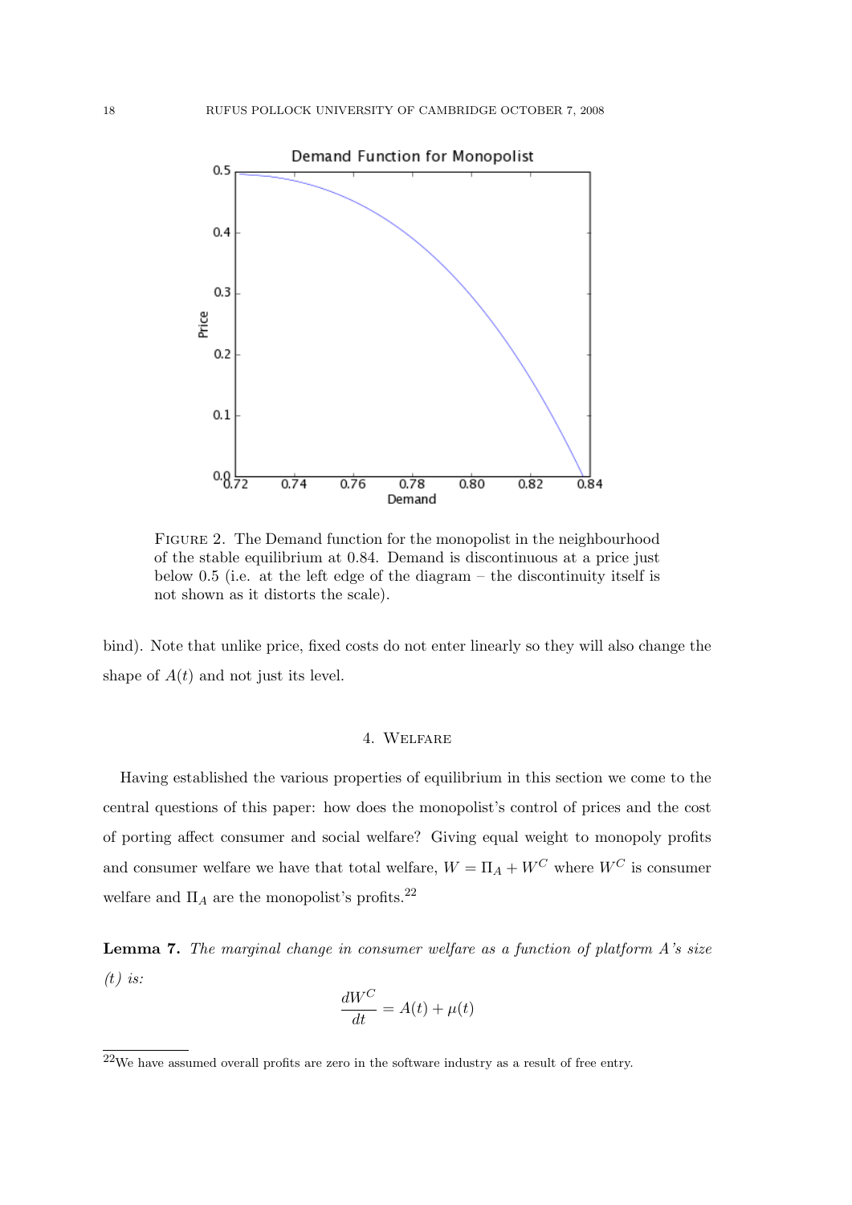FIGURE 2. The Demand function for the monopolist in the neighbourhood of the stable equilibrium at 0.84. Demand is discontinuous at a price just below 0.5 (i.e. at the left edge of the diagram – the discontinuity itself is not shown as it distorts the scale).

bind). Note that unlike price, fixed costs do not enter linearly so they will also change the shape of $A(t)$ and not just its level.

## 4. WELFARE

Having established the various properties of equilibrium in this section we come to the central questions of this paper: how does the monopolist's control of prices and the cost of porting affect consumer and social welfare? Giving equal weight to monopoly profits and consumer welfare we have that total welfare, $W = \Pi_A + W^C$ where $W^C$ is consumer welfare and $\Pi_A$ are the monopolist's profits.[22]

**Lemma 7.** *The marginal change in consumer welfare as a function of platform A's size (t) is:*

$$\frac{dW^C}{dt} = A(t) + \mu(t)$$

[22] We have assumed overall profits are zero in the software industry as a result of free entry.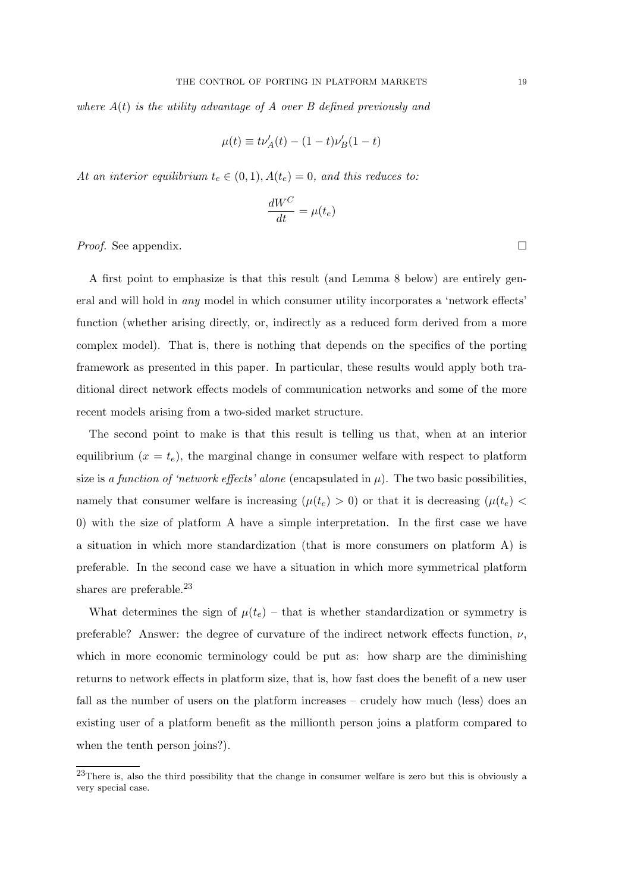*where $A(t)$ is the utility advantage of A over B defined previously and*

$$\mu(t) \equiv t\nu'_A(t) - (1-t)\nu'_B(1-t)$$

*At an interior equilibrium $t_e \in (0,1)$, $A(t_e) = 0$, and this reduces to:*

$$\frac{dW^C}{dt} = \mu(t_e)$$

*Proof.* See appendix. □

A first point to emphasize is that this result (and Lemma 8 below) are entirely general and will hold in *any* model in which consumer utility incorporates a 'network effects' function (whether arising directly, or, indirectly as a reduced form derived from a more complex model). That is, there is nothing that depends on the specifics of the porting framework as presented in this paper. In particular, these results would apply both traditional direct network effects models of communication networks and some of the more recent models arising from a two-sided market structure.

The second point to make is that this result is telling us that, when at an interior equilibrium ($x = t_e$), the marginal change in consumer welfare with respect to platform size is *a function of 'network effects' alone* (encapsulated in $\mu$). The two basic possibilities, namely that consumer welfare is increasing ($\mu(t_e) > 0$) or that it is decreasing ($\mu(t_e) < 0$) with the size of platform A have a simple interpretation. In the first case we have a situation in which more standardization (that is more consumers on platform A) is preferable. In the second case we have a situation in which more symmetrical platform shares are preferable.[23]

What determines the sign of $\mu(t_e)$ – that is whether standardization or symmetry is preferable? Answer: the degree of curvature of the indirect network effects function, $\nu$, which in more economic terminology could be put as: how sharp are the diminishing returns to network effects in platform size, that is, how fast does the benefit of a new user fall as the number of users on the platform increases – crudely how much (less) does an existing user of a platform benefit as the millionth person joins a platform compared to when the tenth person joins?).

[23]There is, also the third possibility that the change in consumer welfare is zero but this is obviously a very special case.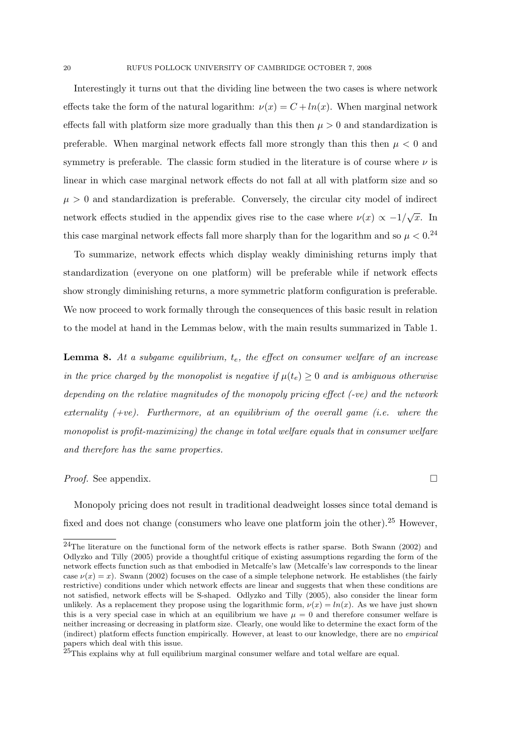Interestingly it turns out that the dividing line between the two cases is where network effects take the form of the natural logarithm: $\nu(x) = C + ln(x)$. When marginal network effects fall with platform size more gradually than this then $\mu > 0$ and standardization is preferable. When marginal network effects fall more strongly than this then $\mu < 0$ and symmetry is preferable. The classic form studied in the literature is of course where $\nu$ is linear in which case marginal network effects do not fall at all with platform size and so $\mu > 0$ and standardization is preferable. Conversely, the circular city model of indirect network effects studied in the appendix gives rise to the case where $\nu(x) \propto -1/\sqrt{x}$. In this case marginal network effects fall more sharply than for the logarithm and so $\mu < 0$.[24]

To summarize, network effects which display weakly diminishing returns imply that standardization (everyone on one platform) will be preferable while if network effects show strongly diminishing returns, a more symmetric platform configuration is preferable. We now proceed to work formally through the consequences of this basic result in relation to the model at hand in the Lemmas below, with the main results summarized in Table 1.

**Lemma 8.** *At a subgame equilibrium, $t_e$, the effect on consumer welfare of an increase in the price charged by the monopolist is negative if $\mu(t_e) \geq 0$ and is ambiguous otherwise depending on the relative magnitudes of the monopoly pricing effect (-ve) and the network externality (+ve). Furthermore, at an equilibrium of the overall game (i.e. where the monopolist is profit-maximizing) the change in total welfare equals that in consumer welfare and therefore has the same properties.*

*Proof.* See appendix. □

Monopoly pricing does not result in traditional deadweight losses since total demand is fixed and does not change (consumers who leave one platform join the other).[25] However,

---

[24] The literature on the functional form of the network effects is rather sparse. Both Swann (2002) and Odlyzko and Tilly (2005) provide a thoughtful critique of existing assumptions regarding the form of the network effects function such as that embodied in Metcalfe's law (Metcalfe's law corresponds to the linear case $\nu(x) = x$). Swann (2002) focuses on the case of a simple telephone network. He establishes (the fairly restrictive) conditions under which network effects are linear and suggests that when these conditions are not satisfied, network effects will be S-shaped. Odlyzko and Tilly (2005), also consider the linear form unlikely. As a replacement they propose using the logarithmic form, $\nu(x) = ln(x)$. As we have just shown this is a very special case in which at an equilibrium we have $\mu = 0$ and therefore consumer welfare is neither increasing or decreasing in platform size. Clearly, one would like to determine the exact form of the (indirect) platform effects function empirically. However, at least to our knowledge, there are no *empirical* papers which deal with this issue.

[25] This explains why at full equilibrium marginal consumer welfare and total welfare are equal.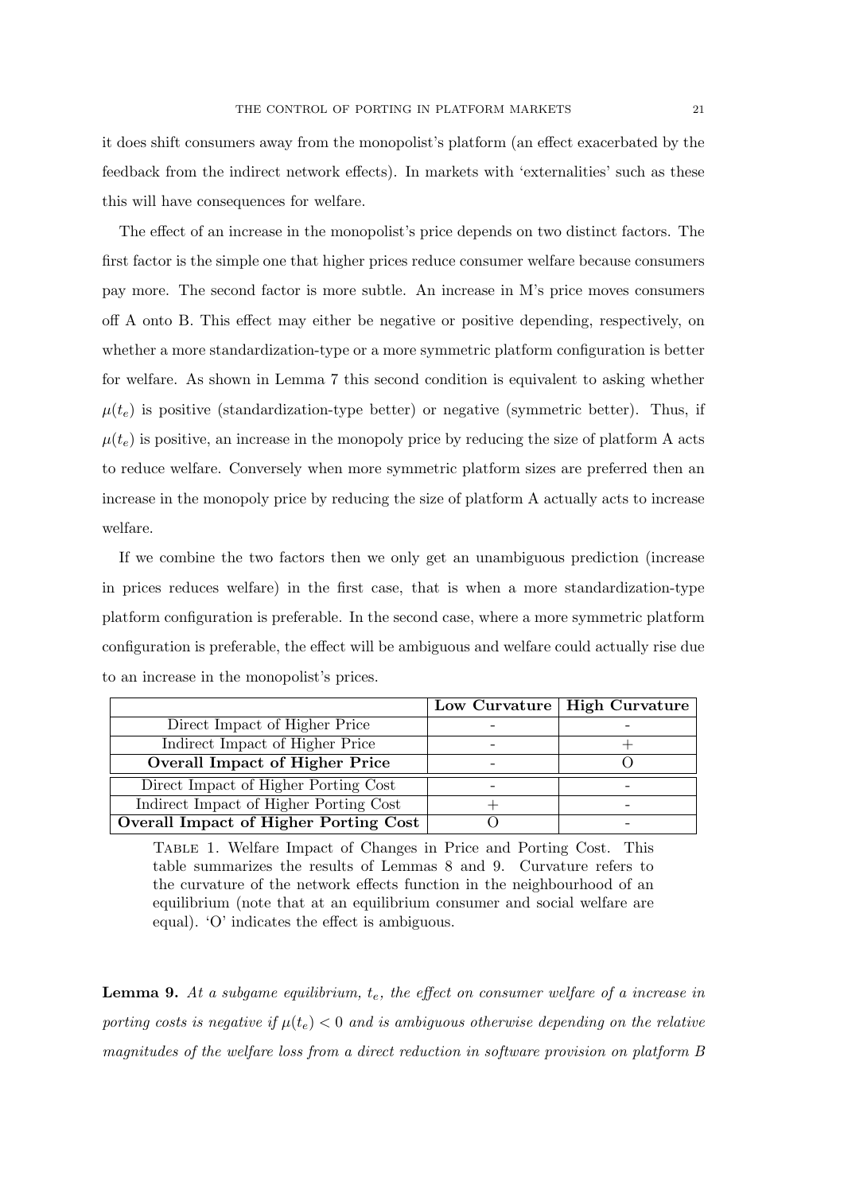it does shift consumers away from the monopolist's platform (an effect exacerbated by the feedback from the indirect network effects). In markets with 'externalities' such as these this will have consequences for welfare.

The effect of an increase in the monopolist's price depends on two distinct factors. The first factor is the simple one that higher prices reduce consumer welfare because consumers pay more. The second factor is more subtle. An increase in M's price moves consumers off A onto B. This effect may either be negative or positive depending, respectively, on whether a more standardization-type or a more symmetric platform configuration is better for welfare. As shown in Lemma 7 this second condition is equivalent to asking whether $\mu(t_e)$ is positive (standardization-type better) or negative (symmetric better). Thus, if $\mu(t_e)$ is positive, an increase in the monopoly price by reducing the size of platform A acts to reduce welfare. Conversely when more symmetric platform sizes are preferred then an increase in the monopoly price by reducing the size of platform A actually acts to increase welfare.

If we combine the two factors then we only get an unambiguous prediction (increase in prices reduces welfare) in the first case, that is when a more standardization-type platform configuration is preferable. In the second case, where a more symmetric platform configuration is preferable, the effect will be ambiguous and welfare could actually rise due to an increase in the monopolist's prices.

| | **Low Curvature** | **High Curvature** |
|---|---|---|
| Direct Impact of Higher Price | - | - |
| Indirect Impact of Higher Price | - | + |
| **Overall Impact of Higher Price** | - | O |
| Direct Impact of Higher Porting Cost | - | - |
| Indirect Impact of Higher Porting Cost | + | - |
| **Overall Impact of Higher Porting Cost** | O | - |

Table 1. Welfare Impact of Changes in Price and Porting Cost. This table summarizes the results of Lemmas 8 and 9. Curvature refers to the curvature of the network effects function in the neighbourhood of an equilibrium (note that at an equilibrium consumer and social welfare are equal). 'O' indicates the effect is ambiguous.

**Lemma 9.** *At a subgame equilibrium, $t_e$, the effect on consumer welfare of a increase in porting costs is negative if $\mu(t_e) < 0$ and is ambiguous otherwise depending on the relative magnitudes of the welfare loss from a direct reduction in software provision on platform B*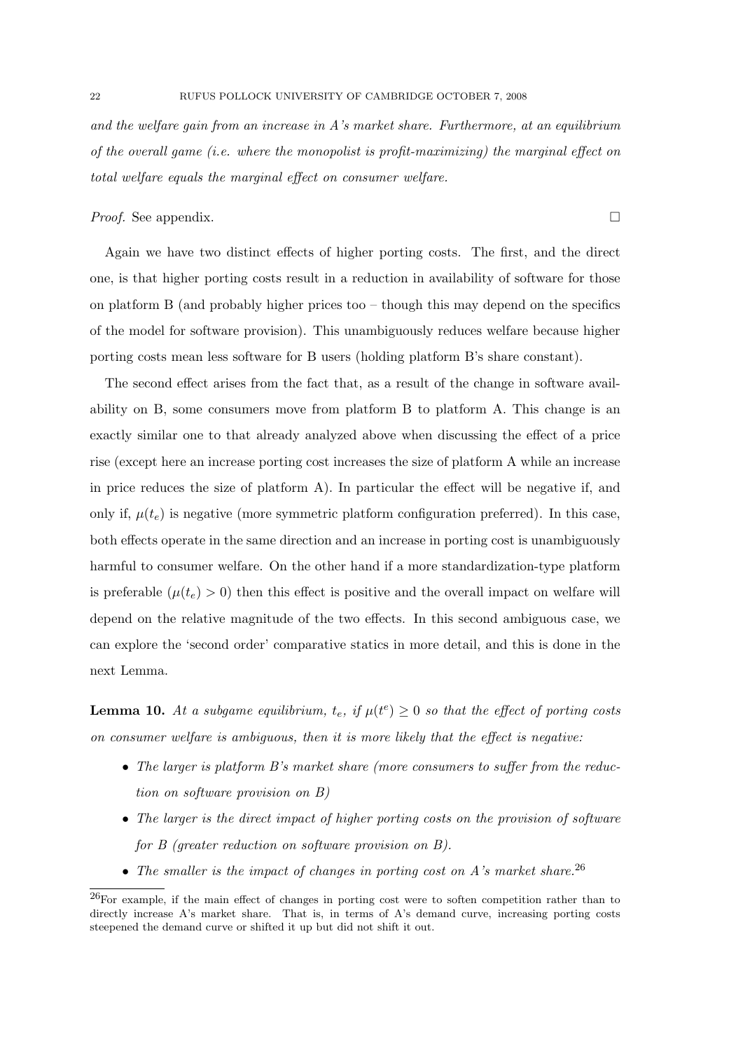*and the welfare gain from an increase in A's market share. Furthermore, at an equilibrium of the overall game (i.e. where the monopolist is profit-maximizing) the marginal effect on total welfare equals the marginal effect on consumer welfare.*

*Proof.* See appendix. □

Again we have two distinct effects of higher porting costs. The first, and the direct one, is that higher porting costs result in a reduction in availability of software for those on platform B (and probably higher prices too – though this may depend on the specifics of the model for software provision). This unambiguously reduces welfare because higher porting costs mean less software for B users (holding platform B's share constant).

The second effect arises from the fact that, as a result of the change in software availability on B, some consumers move from platform B to platform A. This change is an exactly similar one to that already analyzed above when discussing the effect of a price rise (except here an increase porting cost increases the size of platform A while an increase in price reduces the size of platform A). In particular the effect will be negative if, and only if, $\mu(t_e)$ is negative (more symmetric platform configuration preferred). In this case, both effects operate in the same direction and an increase in porting cost is unambiguously harmful to consumer welfare. On the other hand if a more standardization-type platform is preferable ($\mu(t_e) > 0$) then this effect is positive and the overall impact on welfare will depend on the relative magnitude of the two effects. In this second ambiguous case, we can explore the 'second order' comparative statics in more detail, and this is done in the next Lemma.

**Lemma 10.** *At a subgame equilibrium, $t_e$, if $\mu(t^e) \geq 0$ so that the effect of porting costs on consumer welfare is ambiguous, then it is more likely that the effect is negative:*

- *The larger is platform B's market share (more consumers to suffer from the reduction on software provision on B)*
- *The larger is the direct impact of higher porting costs on the provision of software for B (greater reduction on software provision on B).*
- *The smaller is the impact of changes in porting cost on A's market share.*[26]

[26]For example, if the main effect of changes in porting cost were to soften competition rather than to directly increase A's market share. That is, in terms of A's demand curve, increasing porting costs steepened the demand curve or shifted it up but did not shift it out.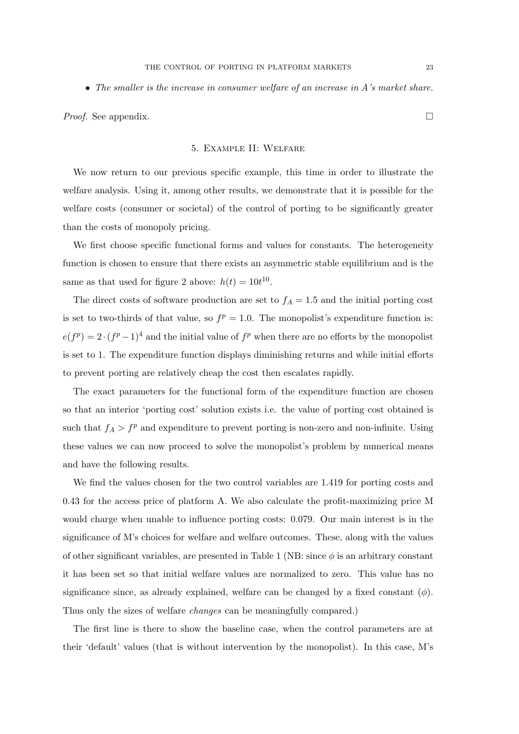- *The smaller is the increase in consumer welfare of an increase in A's market share.*

*Proof.* See appendix. □

## 5. Example II: Welfare

We now return to our previous specific example, this time in order to illustrate the welfare analysis. Using it, among other results, we demonstrate that it is possible for the welfare costs (consumer or societal) of the control of porting to be significantly greater than the costs of monopoly pricing.

We first choose specific functional forms and values for constants. The heterogeneity function is chosen to ensure that there exists an asymmetric stable equilibrium and is the same as that used for figure 2 above: $h(t) = 10t^{10}$.

The direct costs of software production are set to $f_A = 1.5$ and the initial porting cost is set to two-thirds of that value, so $f^p = 1.0$. The monopolist's expenditure function is: $e(f^p) = 2 \cdot (f^p - 1)^4$ and the initial value of $f^p$ when there are no efforts by the monopolist is set to 1. The expenditure function displays diminishing returns and while initial efforts to prevent porting are relatively cheap the cost then escalates rapidly.

The exact parameters for the functional form of the expenditure function are chosen so that an interior 'porting cost' solution exists i.e. the value of porting cost obtained is such that $f_A > f^p$ and expenditure to prevent porting is non-zero and non-infinite. Using these values we can now proceed to solve the monopolist's problem by numerical means and have the following results.

We find the values chosen for the two control variables are 1.419 for porting costs and 0.43 for the access price of platform A. We also calculate the profit-maximizing price M would charge when unable to influence porting costs: 0.079. Our main interest is in the significance of M's choices for welfare and welfare outcomes. These, along with the values of other significant variables, are presented in Table 1 (NB: since $\phi$ is an arbitrary constant it has been set so that initial welfare values are normalized to zero. This value has no significance since, as already explained, welfare can be changed by a fixed constant ($\phi$). Thus only the sizes of welfare *changes* can be meaningfully compared.)

The first line is there to show the baseline case, when the control parameters are at their 'default' values (that is without intervention by the monopolist). In this case, M's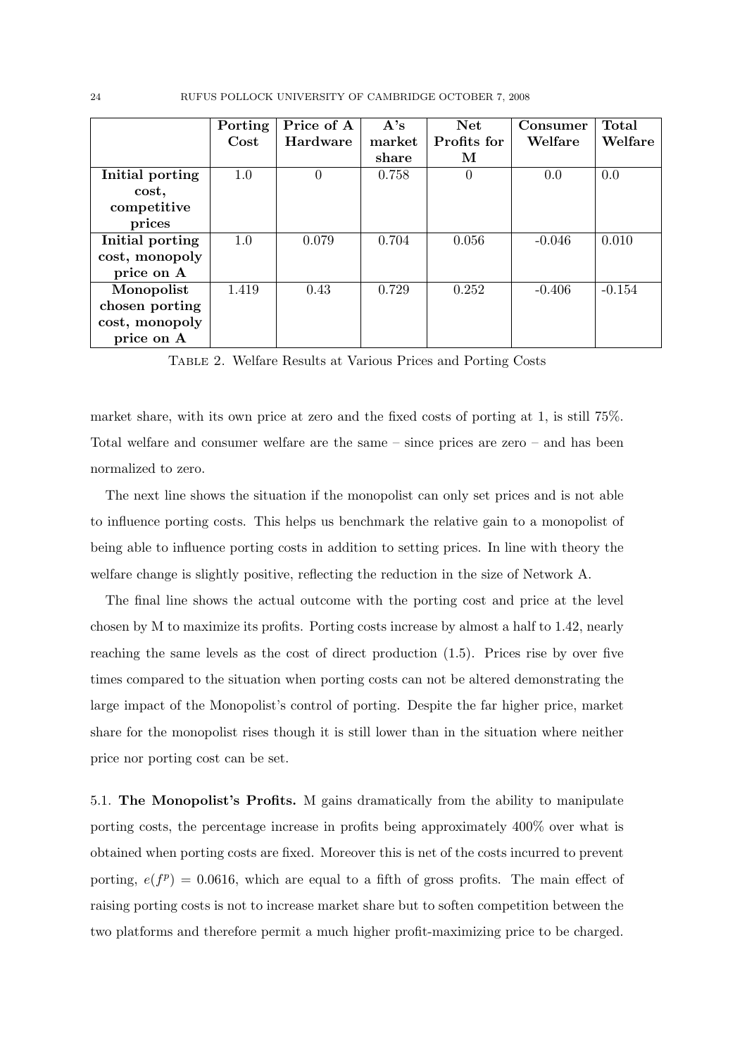|  | **Porting Cost** | **Price of A Hardware** | **A's market share** | **Net Profits for M** | **Consumer Welfare** | **Total Welfare** |
|---|---|---|---|---|---|---|
| **Initial porting cost, competitive prices** | 1.0 | 0 | 0.758 | 0 | 0.0 | 0.0 |
| **Initial porting cost, monopoly price on A** | 1.0 | 0.079 | 0.704 | 0.056 | -0.046 | 0.010 |
| **Monopolist chosen porting cost, monopoly price on A** | 1.419 | 0.43 | 0.729 | 0.252 | -0.406 | -0.154 |

Table 2. Welfare Results at Various Prices and Porting Costs

market share, with its own price at zero and the fixed costs of porting at 1, is still 75%. Total welfare and consumer welfare are the same – since prices are zero – and has been normalized to zero.

The next line shows the situation if the monopolist can only set prices and is not able to influence porting costs. This helps us benchmark the relative gain to a monopolist of being able to influence porting costs in addition to setting prices. In line with theory the welfare change is slightly positive, reflecting the reduction in the size of Network A.

The final line shows the actual outcome with the porting cost and price at the level chosen by M to maximize its profits. Porting costs increase by almost a half to 1.42, nearly reaching the same levels as the cost of direct production (1.5). Prices rise by over five times compared to the situation when porting costs can not be altered demonstrating the large impact of the Monopolist's control of porting. Despite the far higher price, market share for the monopolist rises though it is still lower than in the situation where neither price nor porting cost can be set.

5.1. **The Monopolist's Profits.** M gains dramatically from the ability to manipulate porting costs, the percentage increase in profits being approximately 400% over what is obtained when porting costs are fixed. Moreover this is net of the costs incurred to prevent porting, $e(f^p) = 0.0616$, which are equal to a fifth of gross profits. The main effect of raising porting costs is not to increase market share but to soften competition between the two platforms and therefore permit a much higher profit-maximizing price to be charged.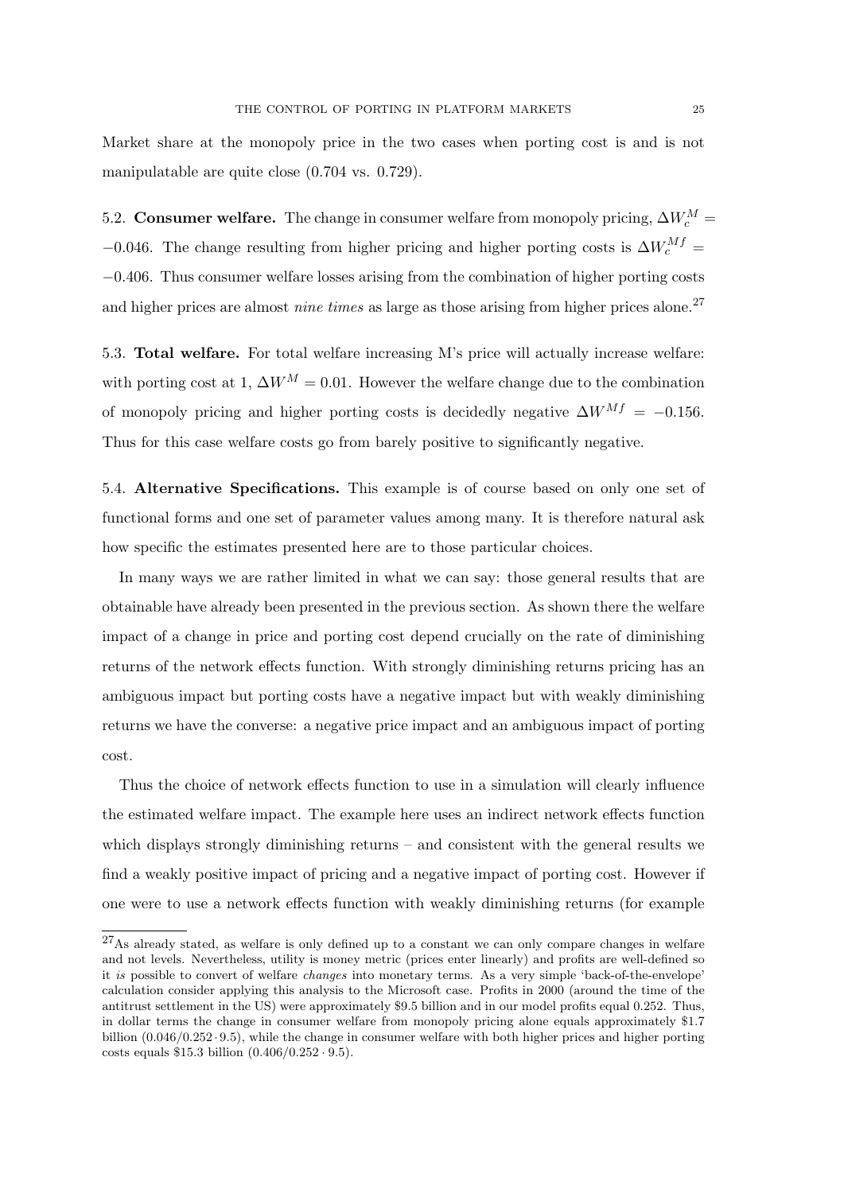Market share at the monopoly price in the two cases when porting cost is and is not manipulatable are quite close (0.704 vs. 0.729).

### 5.2. **Consumer welfare.**

The change in consumer welfare from monopoly pricing, $\Delta W_c^M = -0.046$. The change resulting from higher pricing and higher porting costs is $\Delta W_c^{Mf} = -0.406$. Thus consumer welfare losses arising from the combination of higher porting costs and higher prices are almost *nine times* as large as those arising from higher prices alone.[27]

### 5.3. **Total welfare.**

For total welfare increasing M's price will actually increase welfare: with porting cost at 1, $\Delta W^M = 0.01$. However the welfare change due to the combination of monopoly pricing and higher porting costs is decidedly negative $\Delta W^{Mf} = -0.156$. Thus for this case welfare costs go from barely positive to significantly negative.

### 5.4. **Alternative Specifications.**

This example is of course based on only one set of functional forms and one set of parameter values among many. It is therefore natural ask how specific the estimates presented here are to those particular choices.

In many ways we are rather limited in what we can say: those general results that are obtainable have already been presented in the previous section. As shown there the welfare impact of a change in price and porting cost depend crucially on the rate of diminishing returns of the network effects function. With strongly diminishing returns pricing has an ambiguous impact but porting costs have a negative impact but with weakly diminishing returns we have the converse: a negative price impact and an ambiguous impact of porting cost.

Thus the choice of network effects function to use in a simulation will clearly influence the estimated welfare impact. The example here uses an indirect network effects function which displays strongly diminishing returns – and consistent with the general results we find a weakly positive impact of pricing and a negative impact of porting cost. However if one were to use a network effects function with weakly diminishing returns (for example

---

[27] As already stated, as welfare is only defined up to a constant we can only compare changes in welfare and not levels. Nevertheless, utility is money metric (prices enter linearly) and profits are well-defined so it *is* possible to convert of welfare *changes* into monetary terms. As a very simple 'back-of-the-envelope' calculation consider applying this analysis to the Microsoft case. Profits in 2000 (around the time of the antitrust settlement in the US) were approximately \$9.5 billion and in our model profits equal 0.252. Thus, in dollar terms the change in consumer welfare from monopoly pricing alone equals approximately \$1.7 billion $(0.046/0.252 \cdot 9.5)$, while the change in consumer welfare with both higher prices and higher porting costs equals \$15.3 billion $(0.406/0.252 \cdot 9.5)$.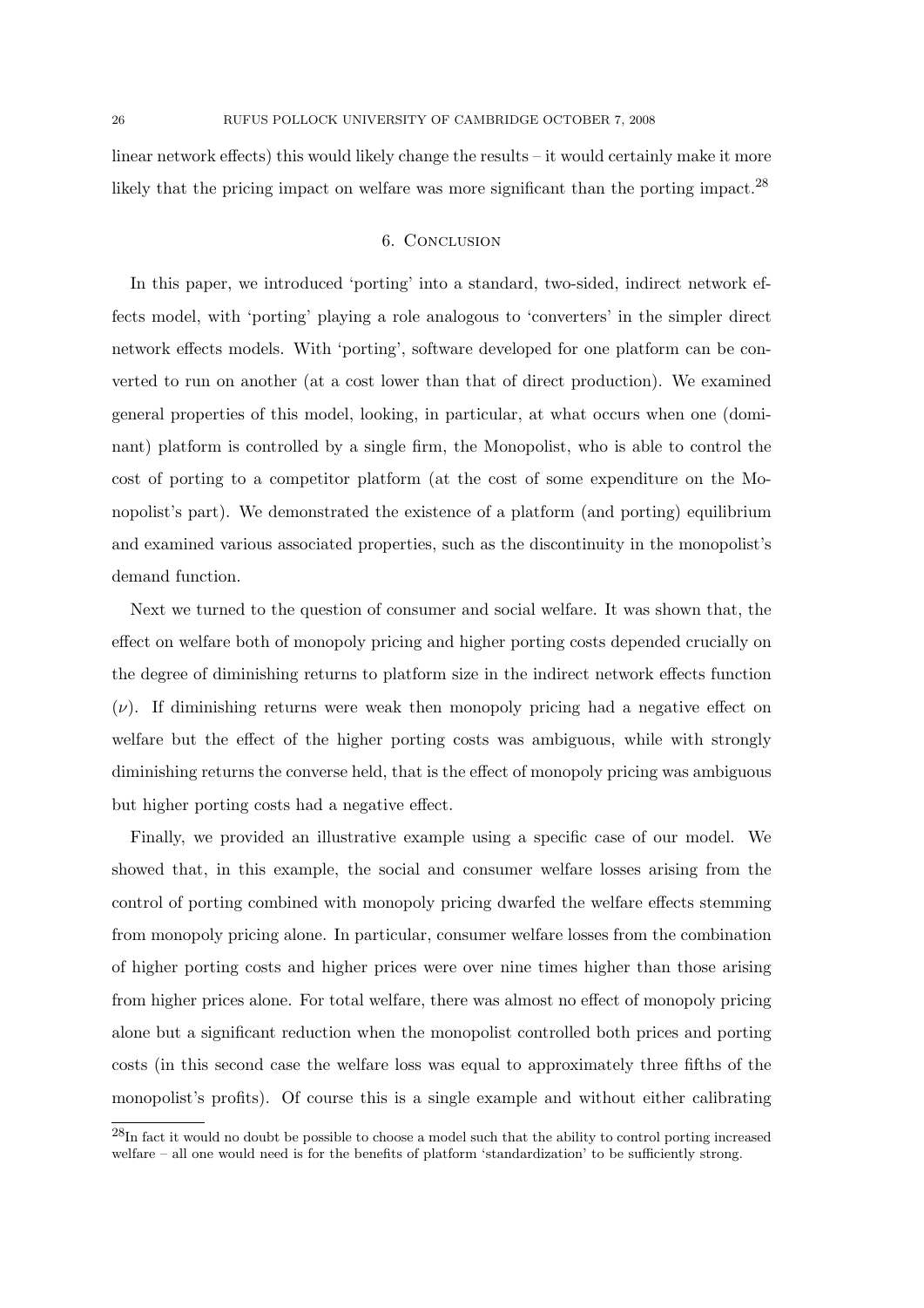linear network effects) this would likely change the results – it would certainly make it more likely that the pricing impact on welfare was more significant than the porting impact.[28]

## 6. Conclusion

In this paper, we introduced 'porting' into a standard, two-sided, indirect network effects model, with 'porting' playing a role analogous to 'converters' in the simpler direct network effects models. With 'porting', software developed for one platform can be converted to run on another (at a cost lower than that of direct production). We examined general properties of this model, looking, in particular, at what occurs when one (dominant) platform is controlled by a single firm, the Monopolist, who is able to control the cost of porting to a competitor platform (at the cost of some expenditure on the Monopolist's part). We demonstrated the existence of a platform (and porting) equilibrium and examined various associated properties, such as the discontinuity in the monopolist's demand function.

Next we turned to the question of consumer and social welfare. It was shown that, the effect on welfare both of monopoly pricing and higher porting costs depended crucially on the degree of diminishing returns to platform size in the indirect network effects function ($\nu$). If diminishing returns were weak then monopoly pricing had a negative effect on welfare but the effect of the higher porting costs was ambiguous, while with strongly diminishing returns the converse held, that is the effect of monopoly pricing was ambiguous but higher porting costs had a negative effect.

Finally, we provided an illustrative example using a specific case of our model. We showed that, in this example, the social and consumer welfare losses arising from the control of porting combined with monopoly pricing dwarfed the welfare effects stemming from monopoly pricing alone. In particular, consumer welfare losses from the combination of higher porting costs and higher prices were over nine times higher than those arising from higher prices alone. For total welfare, there was almost no effect of monopoly pricing alone but a significant reduction when the monopolist controlled both prices and porting costs (in this second case the welfare loss was equal to approximately three fifths of the monopolist's profits). Of course this is a single example and without either calibrating

[28]In fact it would no doubt be possible to choose a model such that the ability to control porting increased welfare – all one would need is for the benefits of platform 'standardization' to be sufficiently strong.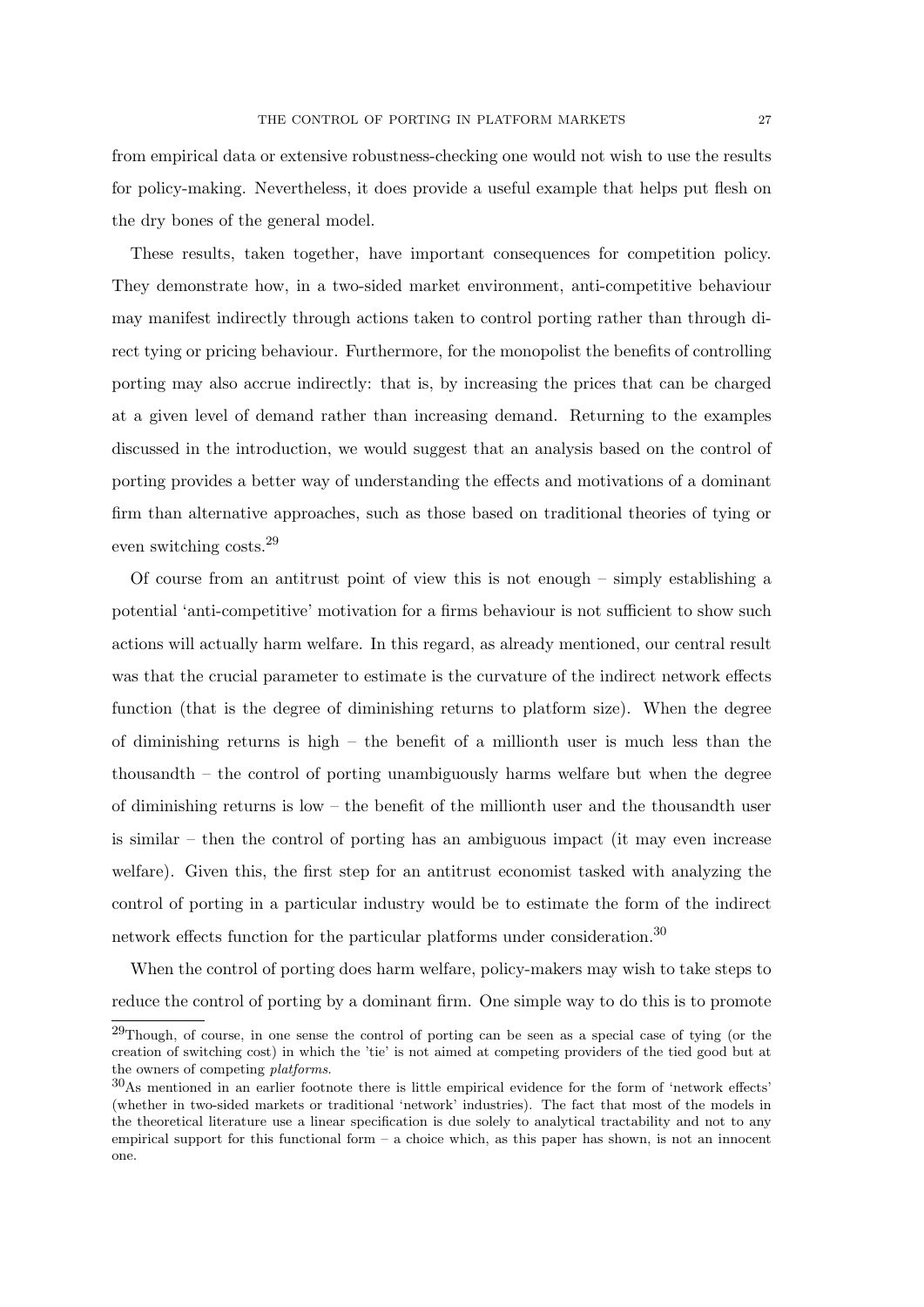from empirical data or extensive robustness-checking one would not wish to use the results for policy-making. Nevertheless, it does provide a useful example that helps put flesh on the dry bones of the general model.

These results, taken together, have important consequences for competition policy. They demonstrate how, in a two-sided market environment, anti-competitive behaviour may manifest indirectly through actions taken to control porting rather than through direct tying or pricing behaviour. Furthermore, for the monopolist the benefits of controlling porting may also accrue indirectly: that is, by increasing the prices that can be charged at a given level of demand rather than increasing demand. Returning to the examples discussed in the introduction, we would suggest that an analysis based on the control of porting provides a better way of understanding the effects and motivations of a dominant firm than alternative approaches, such as those based on traditional theories of tying or even switching costs.[29]

Of course from an antitrust point of view this is not enough – simply establishing a potential 'anti-competitive' motivation for a firms behaviour is not sufficient to show such actions will actually harm welfare. In this regard, as already mentioned, our central result was that the crucial parameter to estimate is the curvature of the indirect network effects function (that is the degree of diminishing returns to platform size). When the degree of diminishing returns is high – the benefit of a millionth user is much less than the thousandth – the control of porting unambiguously harms welfare but when the degree of diminishing returns is low – the benefit of the millionth user and the thousandth user is similar – then the control of porting has an ambiguous impact (it may even increase welfare). Given this, the first step for an antitrust economist tasked with analyzing the control of porting in a particular industry would be to estimate the form of the indirect network effects function for the particular platforms under consideration.[30]

When the control of porting does harm welfare, policy-makers may wish to take steps to reduce the control of porting by a dominant firm. One simple way to do this is to promote

[29] Though, of course, in one sense the control of porting can be seen as a special case of tying (or the creation of switching cost) in which the 'tie' is not aimed at competing providers of the tied good but at the owners of competing *platforms*.

[30] As mentioned in an earlier footnote there is little empirical evidence for the form of 'network effects' (whether in two-sided markets or traditional 'network' industries). The fact that most of the models in the theoretical literature use a linear specification is due solely to analytical tractability and not to any empirical support for this functional form – a choice which, as this paper has shown, is not an innocent one.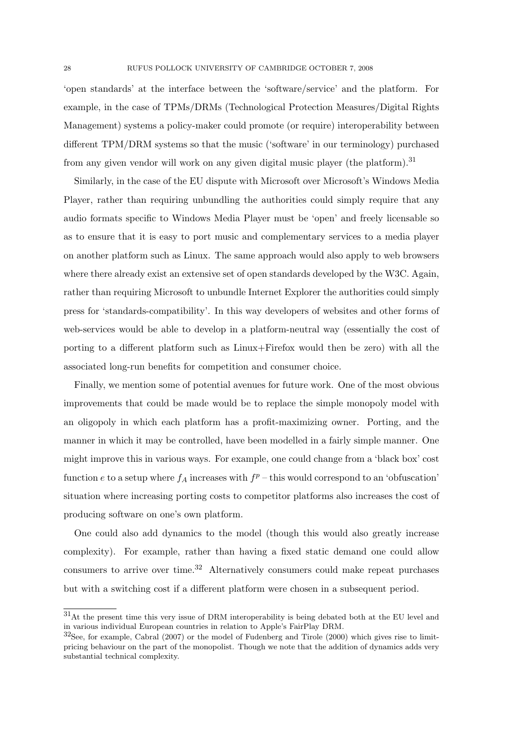'open standards' at the interface between the 'software/service' and the platform. For example, in the case of TPMs/DRMs (Technological Protection Measures/Digital Rights Management) systems a policy-maker could promote (or require) interoperability between different TPM/DRM systems so that the music ('software' in our terminology) purchased from any given vendor will work on any given digital music player (the platform).[31]

Similarly, in the case of the EU dispute with Microsoft over Microsoft's Windows Media Player, rather than requiring unbundling the authorities could simply require that any audio formats specific to Windows Media Player must be 'open' and freely licensable so as to ensure that it is easy to port music and complementary services to a media player on another platform such as Linux. The same approach would also apply to web browsers where there already exist an extensive set of open standards developed by the W3C. Again, rather than requiring Microsoft to unbundle Internet Explorer the authorities could simply press for 'standards-compatibility'. In this way developers of websites and other forms of web-services would be able to develop in a platform-neutral way (essentially the cost of porting to a different platform such as Linux+Firefox would then be zero) with all the associated long-run benefits for competition and consumer choice.

Finally, we mention some of potential avenues for future work. One of the most obvious improvements that could be made would be to replace the simple monopoly model with an oligopoly in which each platform has a profit-maximizing owner. Porting, and the manner in which it may be controlled, have been modelled in a fairly simple manner. One might improve this in various ways. For example, one could change from a 'black box' cost function $e$ to a setup where $f_A$ increases with $f^p$ – this would correspond to an 'obfuscation' situation where increasing porting costs to competitor platforms also increases the cost of producing software on one's own platform.

One could also add dynamics to the model (though this would also greatly increase complexity). For example, rather than having a fixed static demand one could allow consumers to arrive over time.[32] Alternatively consumers could make repeat purchases but with a switching cost if a different platform were chosen in a subsequent period.

---

[31] At the present time this very issue of DRM interoperability is being debated both at the EU level and in various individual European countries in relation to Apple's FairPlay DRM.

[32] See, for example, Cabral (2007) or the model of Fudenberg and Tirole (2000) which gives rise to limit-pricing behaviour on the part of the monopolist. Though we note that the addition of dynamics adds very substantial technical complexity.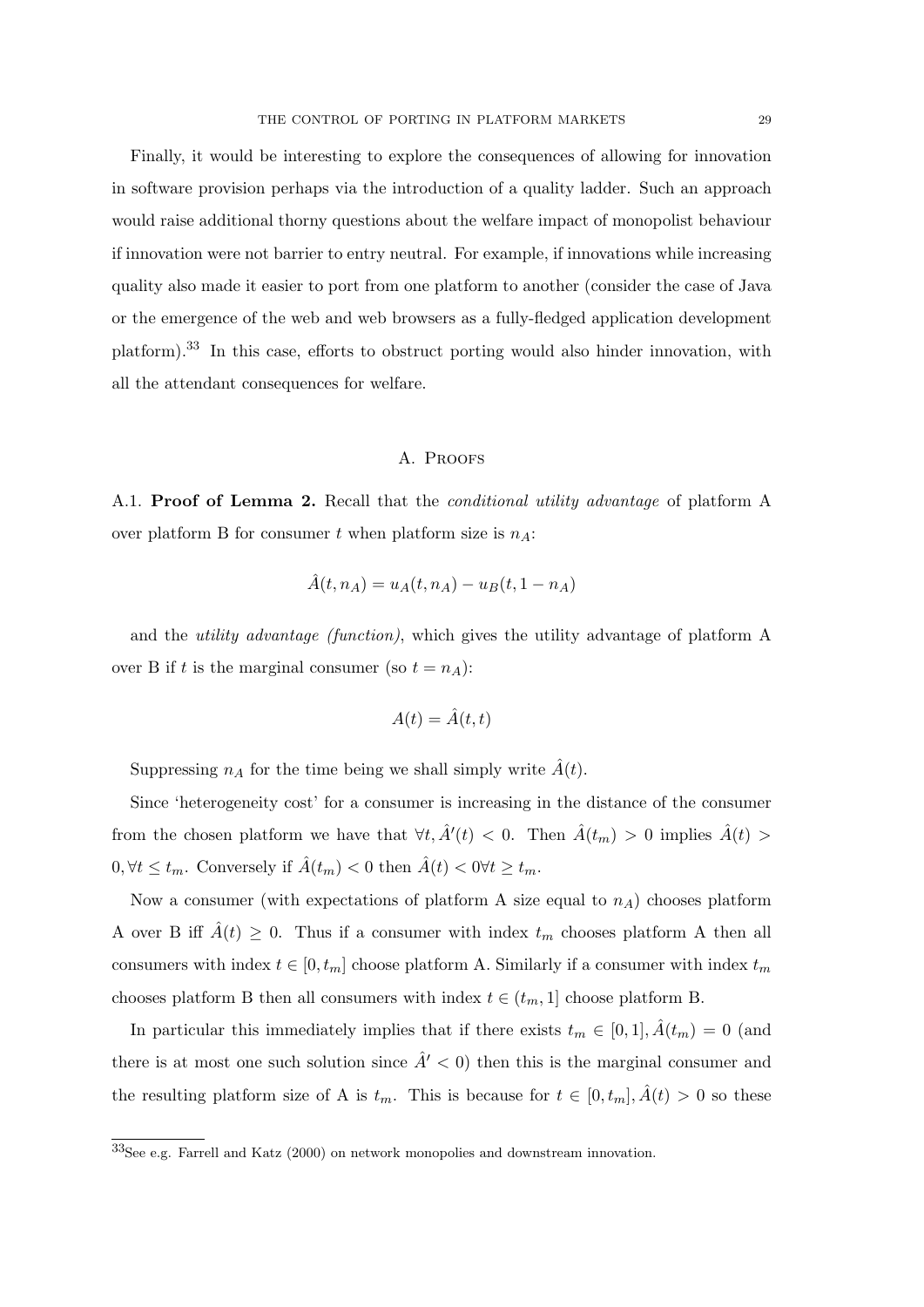Finally, it would be interesting to explore the consequences of allowing for innovation in software provision perhaps via the introduction of a quality ladder. Such an approach would raise additional thorny questions about the welfare impact of monopolist behaviour if innovation were not barrier to entry neutral. For example, if innovations while increasing quality also made it easier to port from one platform to another (consider the case of Java or the emergence of the web and web browsers as a fully-fledged application development platform).[33] In this case, efforts to obstruct porting would also hinder innovation, with all the attendant consequences for welfare.

## A. Proofs

A.1. **Proof of Lemma 2.** Recall that the *conditional utility advantage* of platform A over platform B for consumer $t$ when platform size is $n_A$:

$$\hat{A}(t, n_A) = u_A(t, n_A) - u_B(t, 1 - n_A)$$

and the *utility advantage (function)*, which gives the utility advantage of platform A over B if $t$ is the marginal consumer (so $t = n_A$):

$$A(t) = \hat{A}(t, t)$$

Suppressing $n_A$ for the time being we shall simply write $\hat{A}(t)$.

Since 'heterogeneity cost' for a consumer is increasing in the distance of the consumer from the chosen platform we have that $\forall t, \hat{A}'(t) < 0$. Then $\hat{A}(t_m) > 0$ implies $\hat{A}(t) > 0, \forall t \leq t_m$. Conversely if $\hat{A}(t_m) < 0$ then $\hat{A}(t) < 0 \forall t \geq t_m$.

Now a consumer (with expectations of platform A size equal to $n_A$) chooses platform A over B iff $\hat{A}(t) \geq 0$. Thus if a consumer with index $t_m$ chooses platform A then all consumers with index $t \in [0, t_m]$ choose platform A. Similarly if a consumer with index $t_m$ chooses platform B then all consumers with index $t \in (t_m, 1]$ choose platform B.

In particular this immediately implies that if there exists $t_m \in [0, 1], \hat{A}(t_m) = 0$ (and there is at most one such solution since $\hat{A}' < 0$) then this is the marginal consumer and the resulting platform size of A is $t_m$. This is because for $t \in [0, t_m], \hat{A}(t) > 0$ so these

[33]See e.g. Farrell and Katz (2000) on network monopolies and downstream innovation.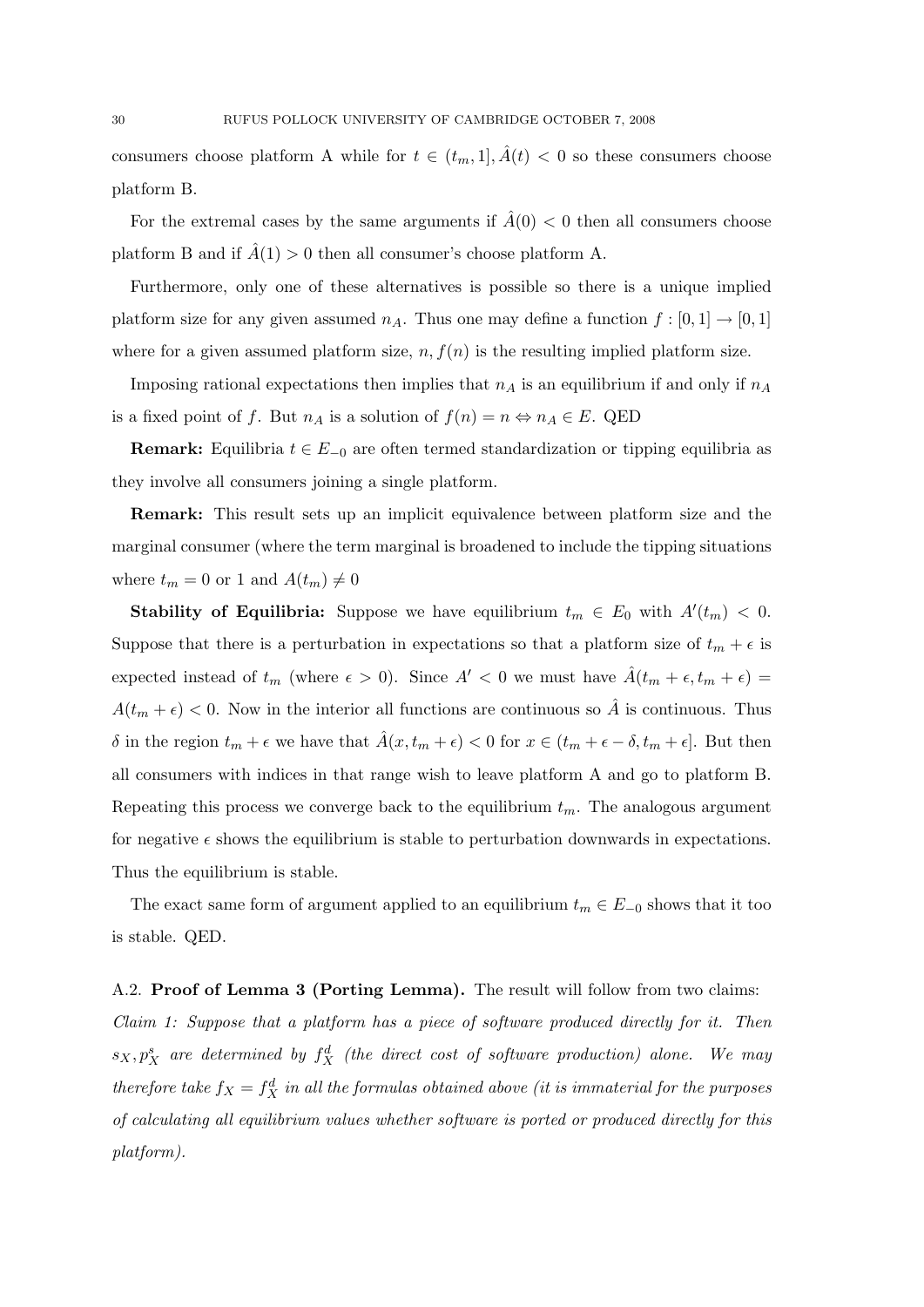consumers choose platform A while for $t \in (t_m, 1], \hat{A}(t) < 0$ so these consumers choose platform B.

For the extremal cases by the same arguments if $\hat{A}(0) < 0$ then all consumers choose platform B and if $\hat{A}(1) > 0$ then all consumer's choose platform A.

Furthermore, only one of these alternatives is possible so there is a unique implied platform size for any given assumed $n_A$. Thus one may define a function $f : [0, 1] \to [0, 1]$ where for a given assumed platform size, $n$, $f(n)$ is the resulting implied platform size.

Imposing rational expectations then implies that $n_A$ is an equilibrium if and only if $n_A$ is a fixed point of $f$. But $n_A$ is a solution of $f(n) = n \Leftrightarrow n_A \in E$. QED

**Remark:** Equilibria $t \in E_{-0}$ are often termed standardization or tipping equilibria as they involve all consumers joining a single platform.

**Remark:** This result sets up an implicit equivalence between platform size and the marginal consumer (where the term marginal is broadened to include the tipping situations where $t_m = 0$ or 1 and $A(t_m) \neq 0$

**Stability of Equilibria:** Suppose we have equilibrium $t_m \in E_0$ with $A'(t_m) < 0$. Suppose that there is a perturbation in expectations so that a platform size of $t_m + \epsilon$ is expected instead of $t_m$ (where $\epsilon > 0$). Since $A' < 0$ we must have $\hat{A}(t_m + \epsilon, t_m + \epsilon) = A(t_m + \epsilon) < 0$. Now in the interior all functions are continuous so $\hat{A}$ is continuous. Thus $\delta$ in the region $t_m + \epsilon$ we have that $\hat{A}(x, t_m + \epsilon) < 0$ for $x \in (t_m + \epsilon - \delta, t_m + \epsilon]$. But then all consumers with indices in that range wish to leave platform A and go to platform B. Repeating this process we converge back to the equilibrium $t_m$. The analogous argument for negative $\epsilon$ shows the equilibrium is stable to perturbation downwards in expectations. Thus the equilibrium is stable.

The exact same form of argument applied to an equilibrium $t_m \in E_{-0}$ shows that it too is stable. QED.

A.2. **Proof of Lemma 3 (Porting Lemma).** The result will follow from two claims:

*Claim 1: Suppose that a platform has a piece of software produced directly for it. Then $s_X, p^s_X$ are determined by $f^d_X$ (the direct cost of software production) alone. We may therefore take $f_X = f^d_X$ in all the formulas obtained above (it is immaterial for the purposes of calculating all equilibrium values whether software is ported or produced directly for this platform).*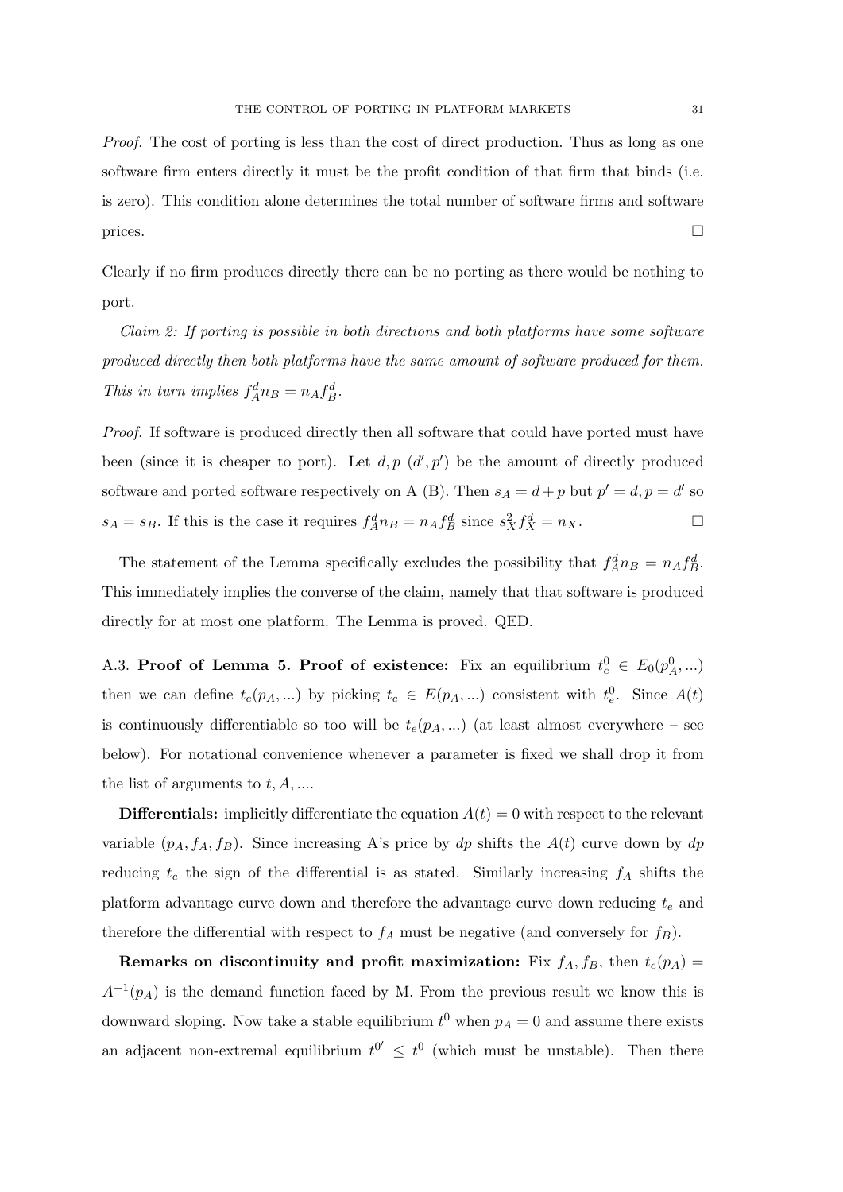*Proof.* The cost of porting is less than the cost of direct production. Thus as long as one software firm enters directly it must be the profit condition of that firm that binds (i.e. is zero). This condition alone determines the total number of software firms and software prices. $\square$

Clearly if no firm produces directly there can be no porting as there would be nothing to port.

*Claim 2: If porting is possible in both directions and both platforms have some software produced directly then both platforms have the same amount of software produced for them. This in turn implies $f_A^d n_B = n_A f_B^d$.*

*Proof.* If software is produced directly then all software that could have ported must have been (since it is cheaper to port). Let $d, p$ $(d', p')$ be the amount of directly produced software and ported software respectively on A (B). Then $s_A = d + p$ but $p' = d, p = d'$ so $s_A = s_B$. If this is the case it requires $f_A^d n_B = n_A f_B^d$ since $s_X^2 f_X^d = n_X$. $\square$

The statement of the Lemma specifically excludes the possibility that $f_A^d n_B = n_A f_B^d$. This immediately implies the converse of the claim, namely that that software is produced directly for at most one platform. The Lemma is proved. QED.

A.3. **Proof of Lemma 5. Proof of existence:** Fix an equilibrium $t_e^0 \in E_0(p_A^0, ...)$ then we can define $t_e(p_A, ...)$ by picking $t_e \in E(p_A, ...)$ consistent with $t_e^0$. Since $A(t)$ is continuously differentiable so too will be $t_e(p_A, ...)$ (at least almost everywhere – see below). For notational convenience whenever a parameter is fixed we shall drop it from the list of arguments to $t, A, ....$

**Differentials:** implicitly differentiate the equation $A(t) = 0$ with respect to the relevant variable $(p_A, f_A, f_B)$. Since increasing A's price by $dp$ shifts the $A(t)$ curve down by $dp$ reducing $t_e$ the sign of the differential is as stated. Similarly increasing $f_A$ shifts the platform advantage curve down and therefore the advantage curve down reducing $t_e$ and therefore the differential with respect to $f_A$ must be negative (and conversely for $f_B$).

**Remarks on discontinuity and profit maximization:** Fix $f_A, f_B$, then $t_e(p_A) = A^{-1}(p_A)$ is the demand function faced by M. From the previous result we know this is downward sloping. Now take a stable equilibrium $t^0$ when $p_A = 0$ and assume there exists an adjacent non-extremal equilibrium $t^{0'} \leq t^0$ (which must be unstable). Then there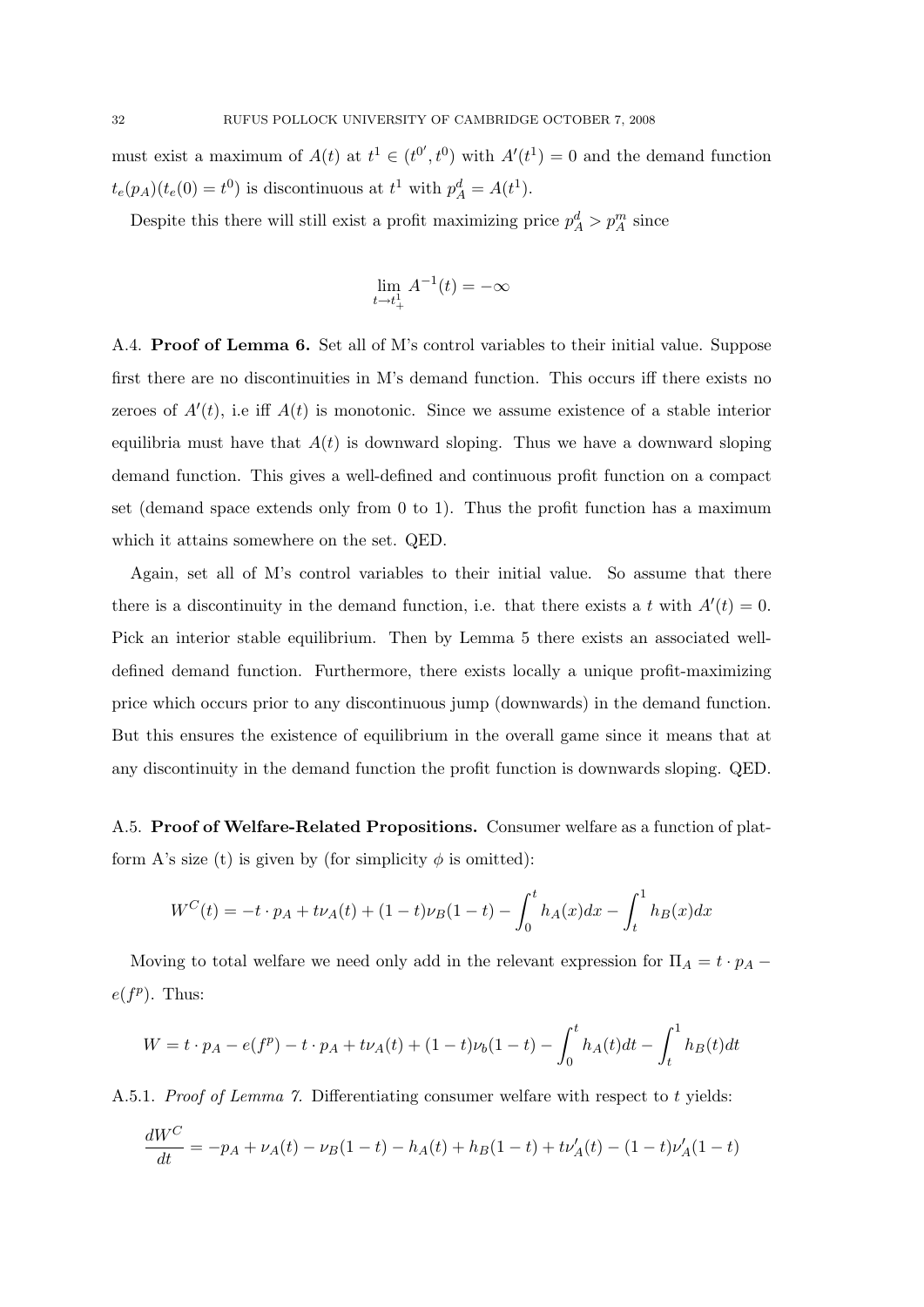must exist a maximum of $A(t)$ at $t^1 \in (t^{0'}, t^0)$ with $A'(t^1) = 0$ and the demand function $t_e(p_A)(t_e(0) = t^0)$ is discontinuous at $t^1$ with $p_A^d = A(t^1)$.

Despite this there will still exist a profit maximizing price $p_A^d > p_A^m$ since

$$\lim_{t \to t^1_+} A^{-1}(t) = -\infty$$

A.4. **Proof of Lemma 6.** Set all of M's control variables to their initial value. Suppose first there are no discontinuities in M's demand function. This occurs iff there exists no zeroes of $A'(t)$, i.e iff $A(t)$ is monotonic. Since we assume existence of a stable interior equilibria must have that $A(t)$ is downward sloping. Thus we have a downward sloping demand function. This gives a well-defined and continuous profit function on a compact set (demand space extends only from 0 to 1). Thus the profit function has a maximum which it attains somewhere on the set. QED.

Again, set all of M's control variables to their initial value. So assume that there there is a discontinuity in the demand function, i.e. that there exists a $t$ with $A'(t) = 0$. Pick an interior stable equilibrium. Then by Lemma 5 there exists an associated well-defined demand function. Furthermore, there exists locally a unique profit-maximizing price which occurs prior to any discontinuous jump (downwards) in the demand function. But this ensures the existence of equilibrium in the overall game since it means that at any discontinuity in the demand function the profit function is downwards sloping. QED.

A.5. **Proof of Welfare-Related Propositions.** Consumer welfare as a function of platform A's size (t) is given by (for simplicity $\phi$ is omitted):

$$W^C(t) = -t \cdot p_A + t\nu_A(t) + (1-t)\nu_B(1-t) - \int_0^t h_A(x)dx - \int_t^1 h_B(x)dx$$

Moving to total welfare we need only add in the relevant expression for $\Pi_A = t \cdot p_A - e(f^p)$. Thus:

$$W = t \cdot p_A - e(f^p) - t \cdot p_A + t\nu_A(t) + (1-t)\nu_b(1-t) - \int_0^t h_A(t)dt - \int_t^1 h_B(t)dt$$

A.5.1. *Proof of Lemma 7.* Differentiating consumer welfare with respect to $t$ yields:

$$\frac{dW^C}{dt} = -p_A + \nu_A(t) - \nu_B(1-t) - h_A(t) + h_B(1-t) + t\nu_A'(t) - (1-t)\nu_A'(1-t)$$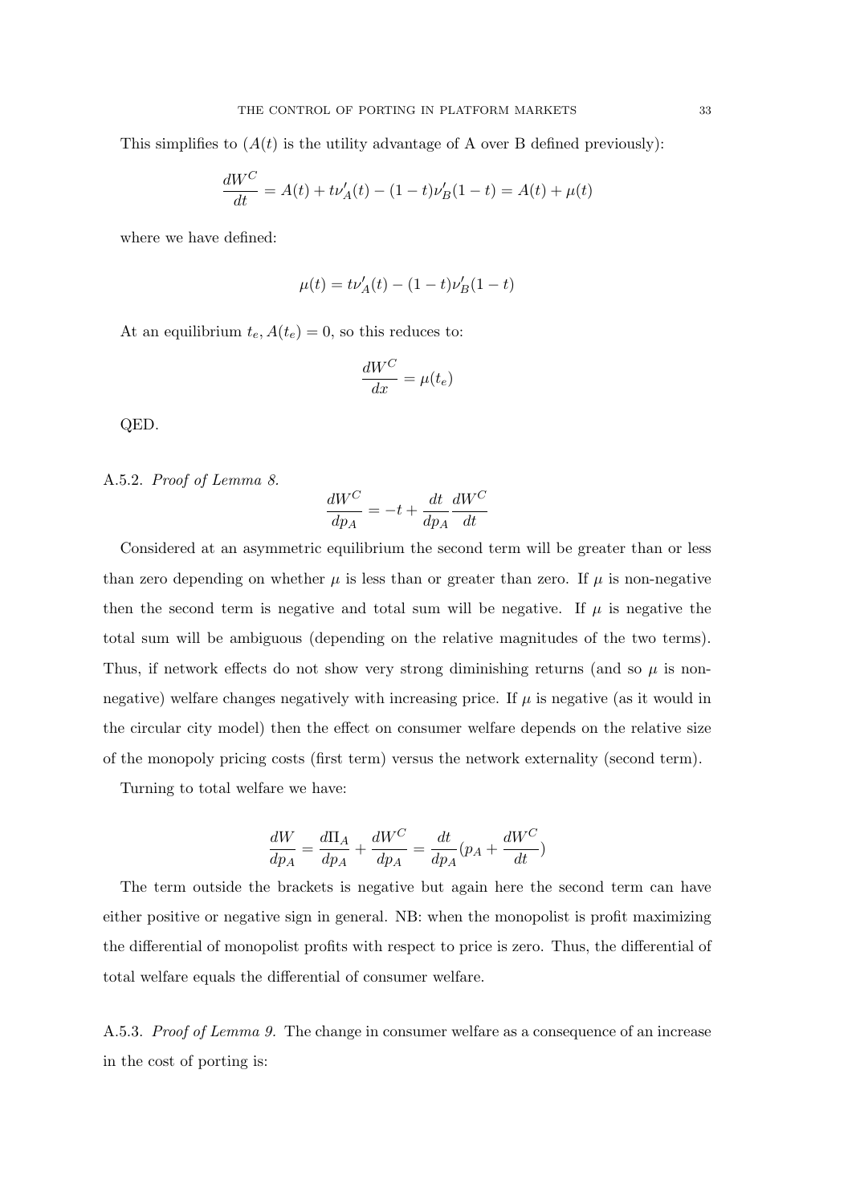This simplifies to ($A(t)$ is the utility advantage of A over B defined previously):

$$\frac{dW^C}{dt} = A(t) + t\nu_A'(t) - (1-t)\nu_B'(1-t) = A(t) + \mu(t)$$

where we have defined:

$$\mu(t) = t\nu_A'(t) - (1-t)\nu_B'(1-t)$$

At an equilibrium $t_e$, $A(t_e) = 0$, so this reduces to:

$$\frac{dW^C}{dx} = \mu(t_e)$$

QED.

A.5.2. *Proof of Lemma 8.*

$$\frac{dW^C}{dp_A} = -t + \frac{dt}{dp_A}\frac{dW^C}{dt}$$

Considered at an asymmetric equilibrium the second term will be greater than or less than zero depending on whether $\mu$ is less than or greater than zero. If $\mu$ is non-negative then the second term is negative and total sum will be negative. If $\mu$ is negative the total sum will be ambiguous (depending on the relative magnitudes of the two terms). Thus, if network effects do not show very strong diminishing returns (and so $\mu$ is non-negative) welfare changes negatively with increasing price. If $\mu$ is negative (as it would in the circular city model) then the effect on consumer welfare depends on the relative size of the monopoly pricing costs (first term) versus the network externality (second term).

Turning to total welfare we have:

$$\frac{dW}{dp_A} = \frac{d\Pi_A}{dp_A} + \frac{dW^C}{dp_A} = \frac{dt}{dp_A}(p_A + \frac{dW^C}{dt})$$

The term outside the brackets is negative but again here the second term can have either positive or negative sign in general. NB: when the monopolist is profit maximizing the differential of monopolist profits with respect to price is zero. Thus, the differential of total welfare equals the differential of consumer welfare.

A.5.3. *Proof of Lemma 9.* The change in consumer welfare as a consequence of an increase in the cost of porting is: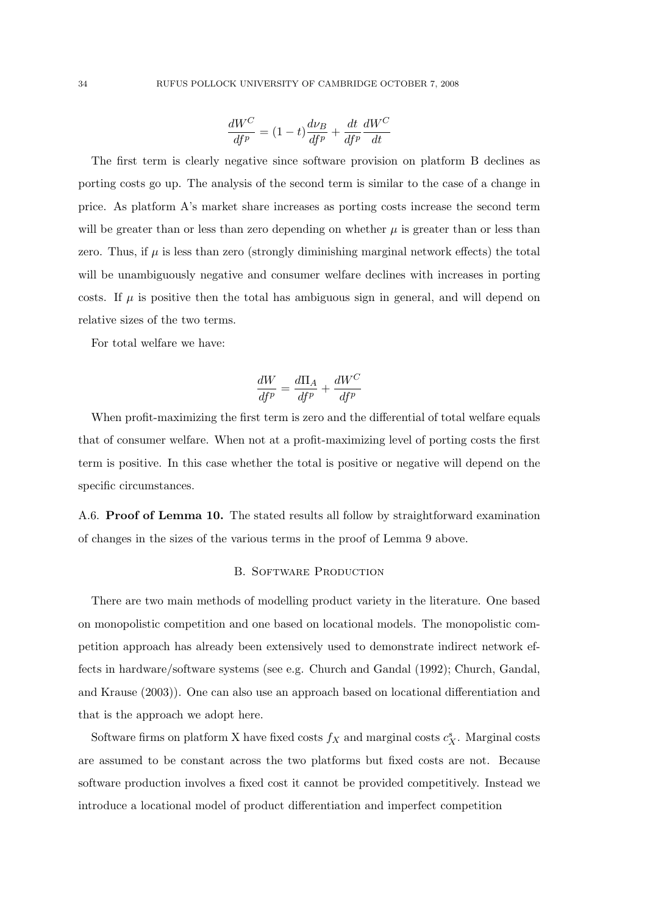$$\frac{dW^C}{df^p} = (1-t)\frac{d\nu_B}{df^p} + \frac{dt}{df^p}\frac{dW^C}{dt}$$

The first term is clearly negative since software provision on platform B declines as porting costs go up. The analysis of the second term is similar to the case of a change in price. As platform A's market share increases as porting costs increase the second term will be greater than or less than zero depending on whether $\mu$ is greater than or less than zero. Thus, if $\mu$ is less than zero (strongly diminishing marginal network effects) the total will be unambiguously negative and consumer welfare declines with increases in porting costs. If $\mu$ is positive then the total has ambiguous sign in general, and will depend on relative sizes of the two terms.

For total welfare we have:

$$\frac{dW}{df^p} = \frac{d\Pi_A}{df^p} + \frac{dW^C}{df^p}$$

When profit-maximizing the first term is zero and the differential of total welfare equals that of consumer welfare. When not at a profit-maximizing level of porting costs the first term is positive. In this case whether the total is positive or negative will depend on the specific circumstances.

A.6. **Proof of Lemma 10.** The stated results all follow by straightforward examination of changes in the sizes of the various terms in the proof of Lemma 9 above.

## B. Software Production

There are two main methods of modelling product variety in the literature. One based on monopolistic competition and one based on locational models. The monopolistic competition approach has already been extensively used to demonstrate indirect network effects in hardware/software systems (see e.g. Church and Gandal (1992); Church, Gandal, and Krause (2003)). One can also use an approach based on locational differentiation and that is the approach we adopt here.

Software firms on platform X have fixed costs $f_X$ and marginal costs $c^s_X$. Marginal costs are assumed to be constant across the two platforms but fixed costs are not. Because software production involves a fixed cost it cannot be provided competitively. Instead we introduce a locational model of product differentiation and imperfect competition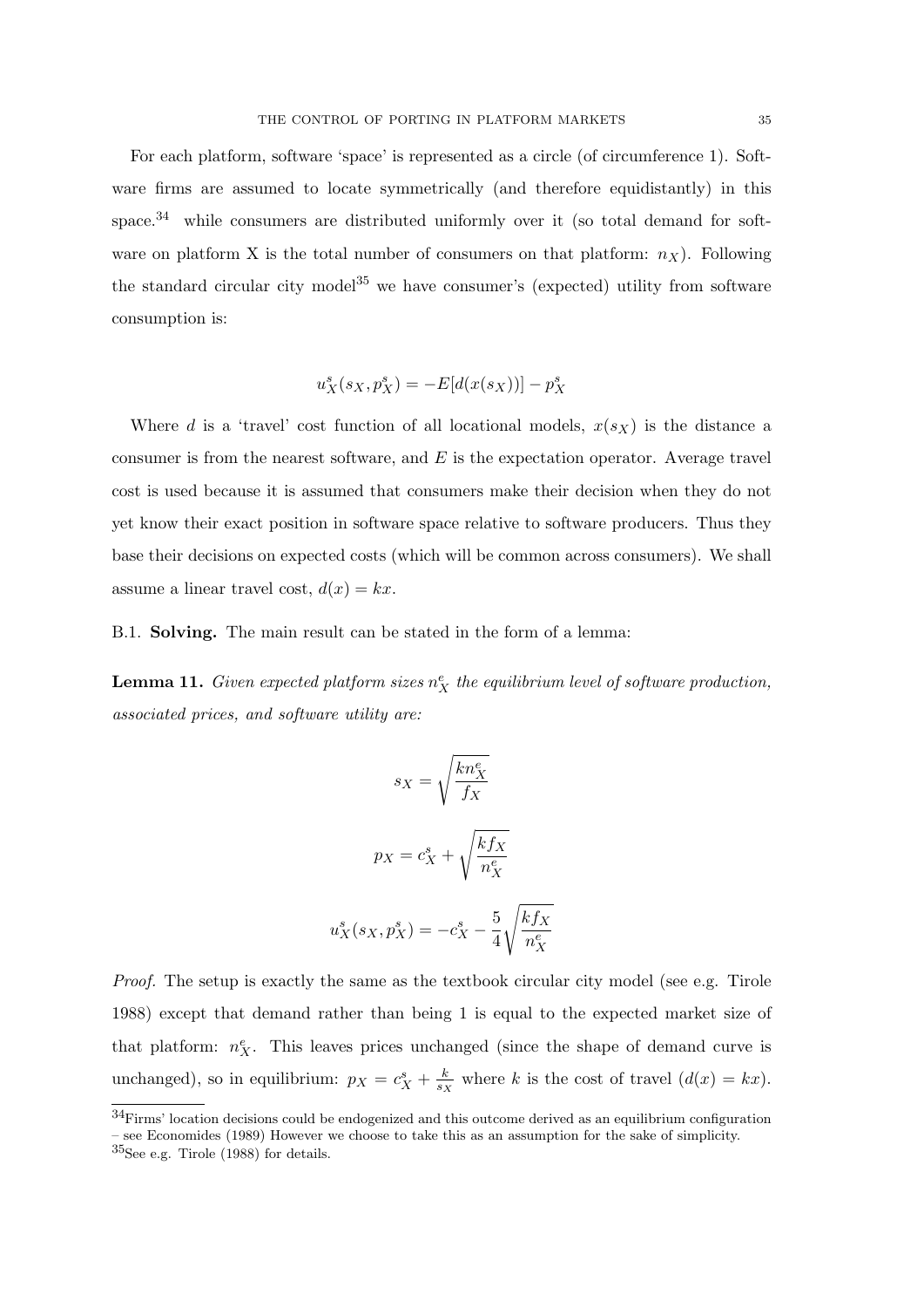For each platform, software 'space' is represented as a circle (of circumference 1). Software firms are assumed to locate symmetrically (and therefore equidistantly) in this space.[34] while consumers are distributed uniformly over it (so total demand for software on platform X is the total number of consumers on that platform: $n_X$). Following the standard circular city model[35] we have consumer's (expected) utility from software consumption is:

$$u_X^s(s_X, p_X^s) = -E[d(x(s_X))] - p_X^s$$

Where $d$ is a 'travel' cost function of all locational models, $x(s_X)$ is the distance a consumer is from the nearest software, and $E$ is the expectation operator. Average travel cost is used because it is assumed that consumers make their decision when they do not yet know their exact position in software space relative to software producers. Thus they base their decisions on expected costs (which will be common across consumers). We shall assume a linear travel cost, $d(x) = kx$.

B.1. **Solving.** The main result can be stated in the form of a lemma:

**Lemma 11.** *Given expected platform sizes $n_X^e$ the equilibrium level of software production, associated prices, and software utility are:*

$$s_X = \sqrt{\frac{kn_X^e}{f_X}}$$

$$p_X = c_X^s + \sqrt{\frac{kf_X}{n_X^e}}$$

$$u_X^s(s_X, p_X^s) = -c_X^s - \frac{5}{4}\sqrt{\frac{kf_X}{n_X^e}}$$

*Proof.* The setup is exactly the same as the textbook circular city model (see e.g. Tirole 1988) except that demand rather than being 1 is equal to the expected market size of that platform: $n_X^e$. This leaves prices unchanged (since the shape of demand curve is unchanged), so in equilibrium: $p_X = c_X^s + \frac{k}{s_X}$ where $k$ is the cost of travel ($d(x) = kx$).

---

[34] Firms' location decisions could be endogenized and this outcome derived as an equilibrium configuration – see Economides (1989) However we choose to take this as an assumption for the sake of simplicity.

[35] See e.g. Tirole (1988) for details.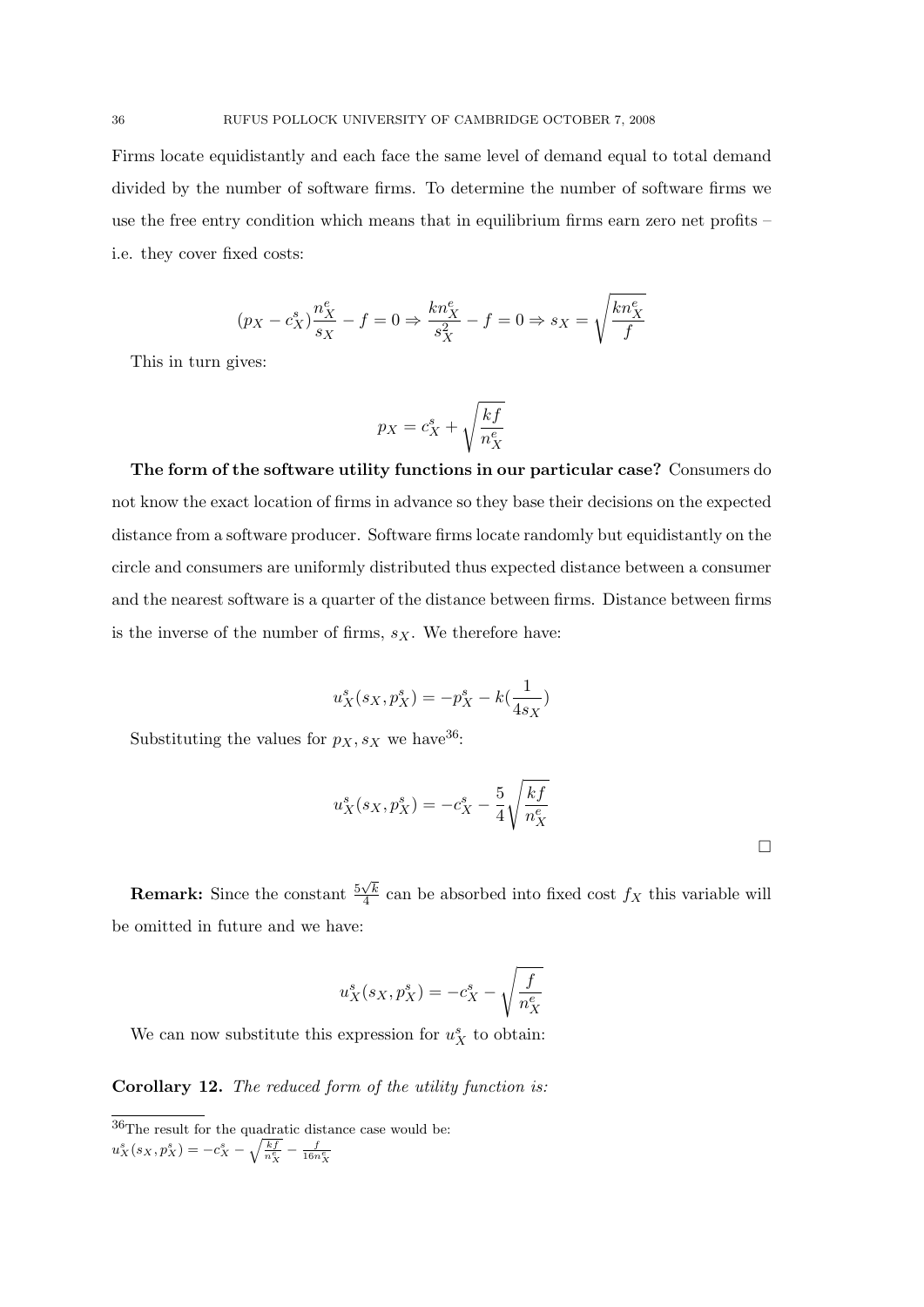Firms locate equidistantly and each face the same level of demand equal to total demand divided by the number of software firms. To determine the number of software firms we use the free entry condition which means that in equilibrium firms earn zero net profits – i.e. they cover fixed costs:

$$(p_X - c^s_X)\frac{n^e_X}{s_X} - f = 0 \Rightarrow \frac{kn^e_X}{s^2_X} - f = 0 \Rightarrow s_X = \sqrt{\frac{kn^e_X}{f}}$$

This in turn gives:

$$p_X = c^s_X + \sqrt{\frac{kf}{n^e_X}}$$

**The form of the software utility functions in our particular case?** Consumers do not know the exact location of firms in advance so they base their decisions on the expected distance from a software producer. Software firms locate randomly but equidistantly on the circle and consumers are uniformly distributed thus expected distance between a consumer and the nearest software is a quarter of the distance between firms. Distance between firms is the inverse of the number of firms, $s_X$. We therefore have:

$$u^s_X(s_X, p^s_X) = -p^s_X - k(\frac{1}{4s_X})$$

Substituting the values for $p_X, s_X$ we have[36]:

$$u^s_X(s_X, p^s_X) = -c^s_X - \frac{5}{4}\sqrt{\frac{kf}{n^e_X}}$$

□

**Remark:** Since the constant $\frac{5\sqrt{k}}{4}$ can be absorbed into fixed cost $f_X$ this variable will be omitted in future and we have:

$$u^s_X(s_X, p^s_X) = -c^s_X - \sqrt{\frac{f}{n^e_X}}$$

We can now substitute this expression for $u^s_X$ to obtain:

**Corollary 12.** *The reduced form of the utility function is:*

[36] The result for the quadratic distance case would be: $u^s_X(s_X, p^s_X) = -c^s_X - \sqrt{\frac{kf}{n^e_X}} - \frac{f}{16n^e_X}$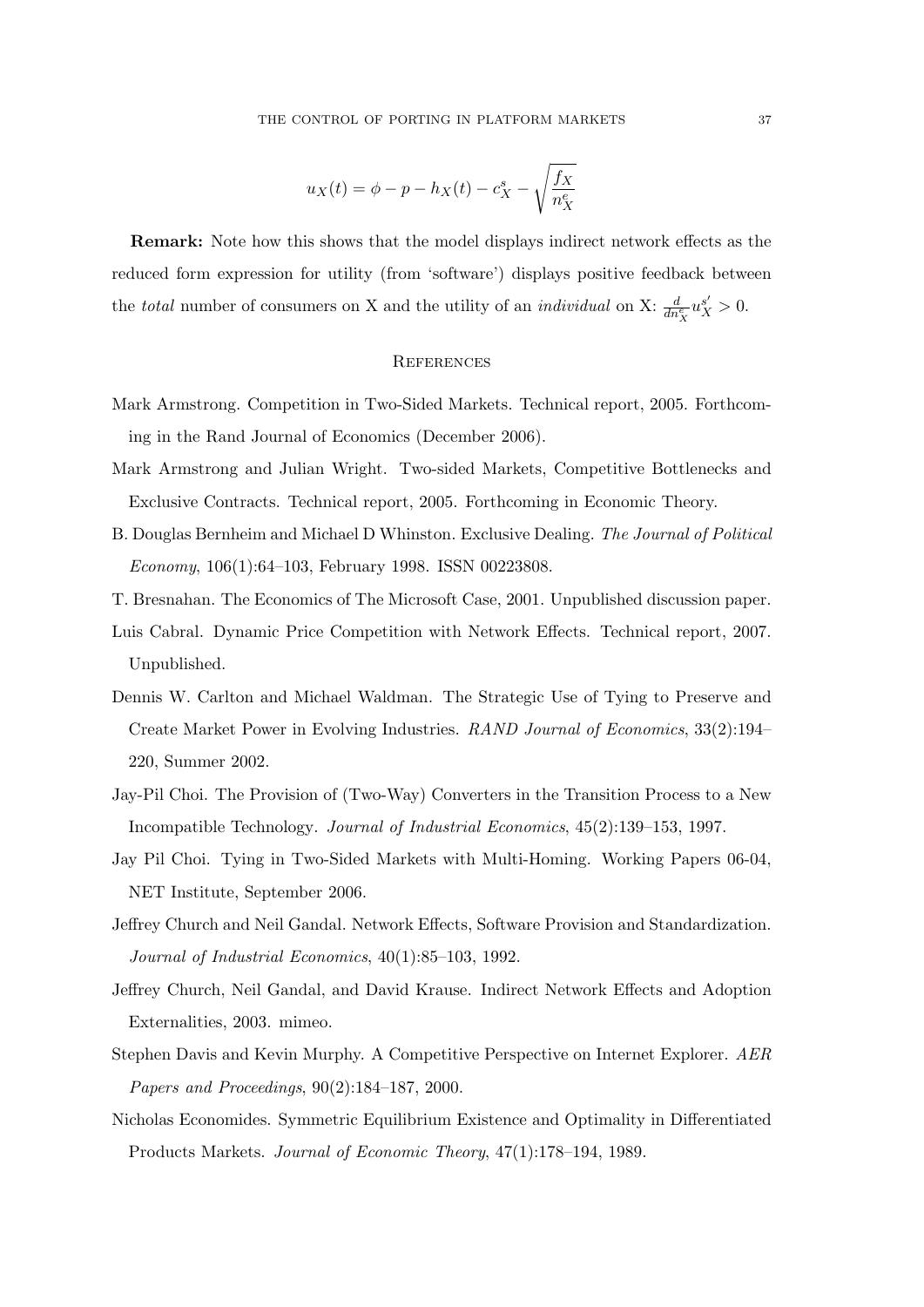$$u_X(t) = \phi - p - h_X(t) - c_X^s - \sqrt{\frac{f_X}{n_X^e}}$$

**Remark:** Note how this shows that the model displays indirect network effects as the reduced form expression for utility (from 'software') displays positive feedback between the *total* number of consumers on X and the utility of an *individual* on X: $\frac{d}{dn_X^e} u_X^{s'} > 0$.

## References

Mark Armstrong. Competition in Two-Sided Markets. Technical report, 2005. Forthcoming in the Rand Journal of Economics (December 2006).

Mark Armstrong and Julian Wright. Two-sided Markets, Competitive Bottlenecks and Exclusive Contracts. Technical report, 2005. Forthcoming in Economic Theory.

B. Douglas Bernheim and Michael D Whinston. Exclusive Dealing. *The Journal of Political Economy*, 106(1):64–103, February 1998. ISSN 00223808.

T. Bresnahan. The Economics of The Microsoft Case, 2001. Unpublished discussion paper.

Luis Cabral. Dynamic Price Competition with Network Effects. Technical report, 2007. Unpublished.

Dennis W. Carlton and Michael Waldman. The Strategic Use of Tying to Preserve and Create Market Power in Evolving Industries. *RAND Journal of Economics*, 33(2):194–220, Summer 2002.

Jay-Pil Choi. The Provision of (Two-Way) Converters in the Transition Process to a New Incompatible Technology. *Journal of Industrial Economics*, 45(2):139–153, 1997.

Jay Pil Choi. Tying in Two-Sided Markets with Multi-Homing. Working Papers 06-04, NET Institute, September 2006.

Jeffrey Church and Neil Gandal. Network Effects, Software Provision and Standardization. *Journal of Industrial Economics*, 40(1):85–103, 1992.

Jeffrey Church, Neil Gandal, and David Krause. Indirect Network Effects and Adoption Externalities, 2003. mimeo.

Stephen Davis and Kevin Murphy. A Competitive Perspective on Internet Explorer. *AER Papers and Proceedings*, 90(2):184–187, 2000.

Nicholas Economides. Symmetric Equilibrium Existence and Optimality in Differentiated Products Markets. *Journal of Economic Theory*, 47(1):178–194, 1989.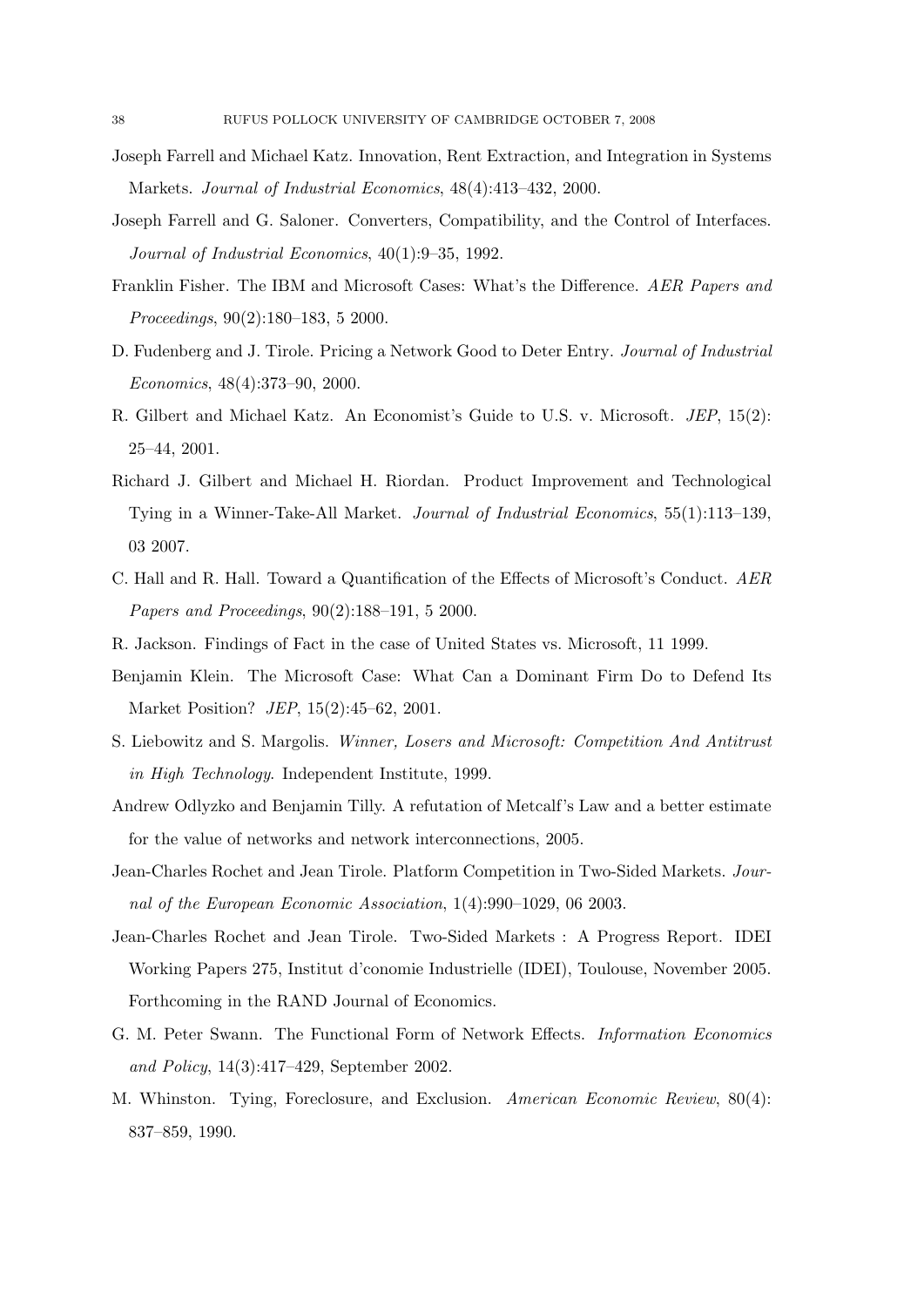Joseph Farrell and Michael Katz. Innovation, Rent Extraction, and Integration in Systems Markets. *Journal of Industrial Economics*, 48(4):413–432, 2000.

Joseph Farrell and G. Saloner. Converters, Compatibility, and the Control of Interfaces. *Journal of Industrial Economics*, 40(1):9–35, 1992.

Franklin Fisher. The IBM and Microsoft Cases: What's the Difference. *AER Papers and Proceedings*, 90(2):180–183, 5 2000.

D. Fudenberg and J. Tirole. Pricing a Network Good to Deter Entry. *Journal of Industrial Economics*, 48(4):373–90, 2000.

R. Gilbert and Michael Katz. An Economist's Guide to U.S. v. Microsoft. *JEP*, 15(2): 25–44, 2001.

Richard J. Gilbert and Michael H. Riordan. Product Improvement and Technological Tying in a Winner-Take-All Market. *Journal of Industrial Economics*, 55(1):113–139, 03 2007.

C. Hall and R. Hall. Toward a Quantification of the Effects of Microsoft's Conduct. *AER Papers and Proceedings*, 90(2):188–191, 5 2000.

R. Jackson. Findings of Fact in the case of United States vs. Microsoft, 11 1999.

Benjamin Klein. The Microsoft Case: What Can a Dominant Firm Do to Defend Its Market Position? *JEP*, 15(2):45–62, 2001.

S. Liebowitz and S. Margolis. *Winner, Losers and Microsoft: Competition And Antitrust in High Technology*. Independent Institute, 1999.

Andrew Odlyzko and Benjamin Tilly. A refutation of Metcalf's Law and a better estimate for the value of networks and network interconnections, 2005.

Jean-Charles Rochet and Jean Tirole. Platform Competition in Two-Sided Markets. *Journal of the European Economic Association*, 1(4):990–1029, 06 2003.

Jean-Charles Rochet and Jean Tirole. Two-Sided Markets : A Progress Report. IDEI Working Papers 275, Institut d'conomie Industrielle (IDEI), Toulouse, November 2005. Forthcoming in the RAND Journal of Economics.

G. M. Peter Swann. The Functional Form of Network Effects. *Information Economics and Policy*, 14(3):417–429, September 2002.

M. Whinston. Tying, Foreclosure, and Exclusion. *American Economic Review*, 80(4): 837–859, 1990.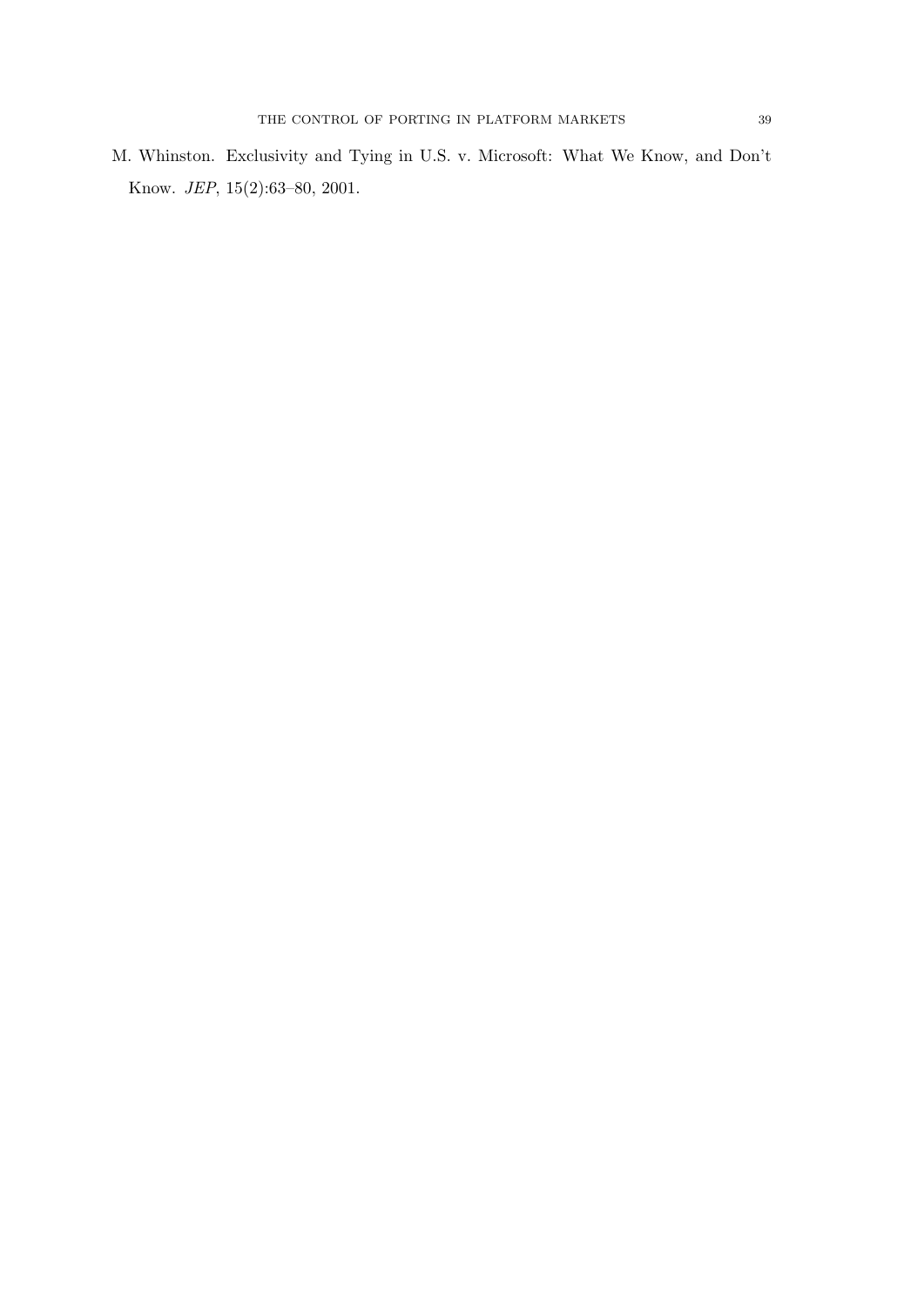M. Whinston. Exclusivity and Tying in U.S. v. Microsoft: What We Know, and Don't Know. *JEP*, 15(2):63–80, 2001.